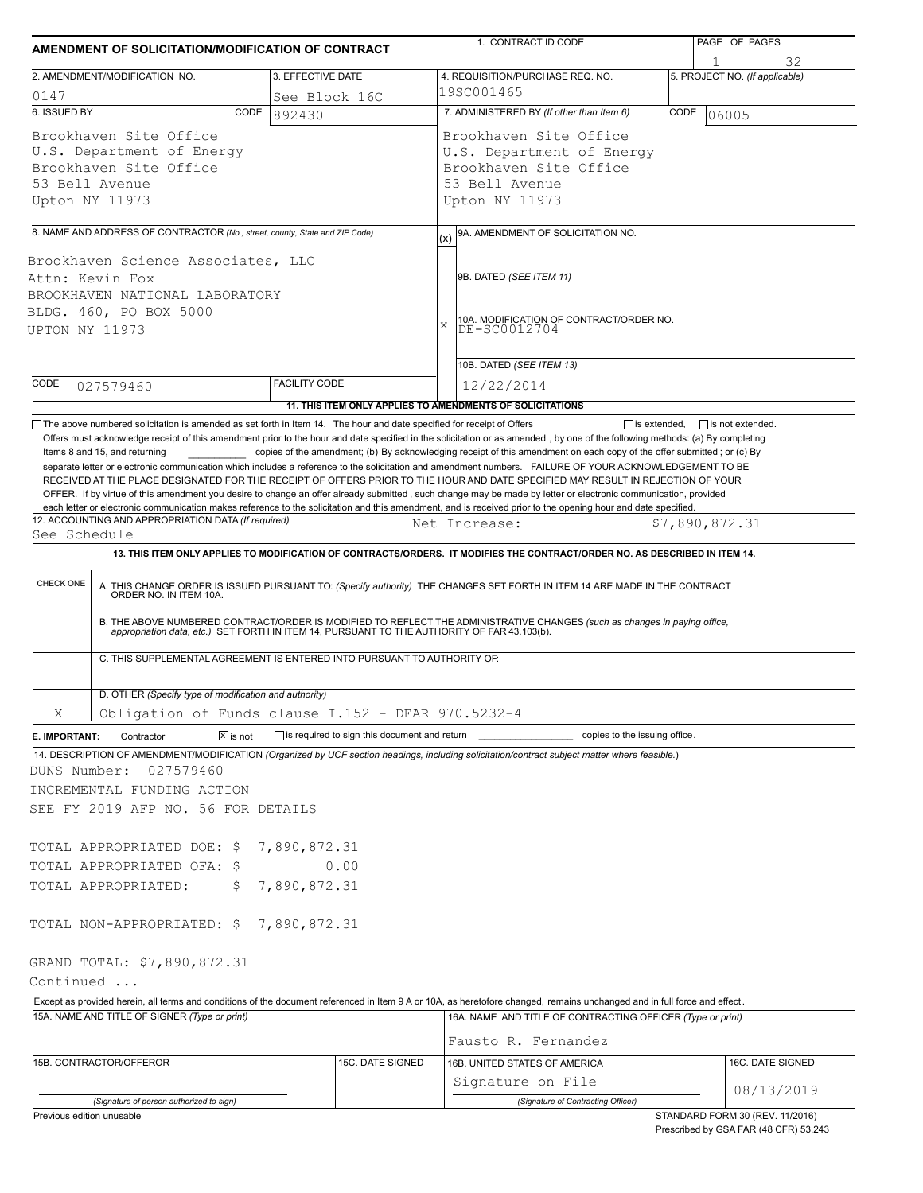# AMENDMENT OF SOLICITATION/MODIFICATION OF CONTRACT

| 1. CONTRACT ID CODE | PAGE OF PAGES |
|---|---|
| | 1 of 32 |

| 2. AMENDMENT/MODIFICATION NO. | 3. EFFECTIVE DATE | 4. REQUISITION/PURCHASE REQ. NO. | 5. PROJECT NO. (If applicable) |
|---|---|---|---|
| 0147 | See Block 16C | 19SC001465 | |

| 6. ISSUED BY | CODE 892430 | 7. ADMINISTERED BY (If other than Item 6) | CODE 06005 |
|---|---|---|---|
| Brookhaven Site Office<br>U.S. Department of Energy<br>Brookhaven Site Office<br>53 Bell Avenue<br>Upton NY 11973 | | Brookhaven Site Office<br>U.S. Department of Energy<br>Brookhaven Site Office<br>53 Bell Avenue<br>Upton NY 11973 | |

**8. NAME AND ADDRESS OF CONTRACTOR** (No., street, county, State and ZIP Code)

Brookhaven Science Associates, LLC
Attn: Kevin Fox
BROOKHAVEN NATIONAL LABORATORY
BLDG. 460, PO BOX 5000
UPTON NY 11973

CODE 027579460 | FACILITY CODE

(x) 9A. AMENDMENT OF SOLICITATION NO.

9B. DATED (SEE ITEM 11)

X 10A. MODIFICATION OF CONTRACT/ORDER NO. DE-SC0012704

10B. DATED (SEE ITEM 13) 12/22/2014

**11. THIS ITEM ONLY APPLIES TO AMENDMENTS OF SOLICITATIONS**

☐ The above numbered solicitation is amended as set forth in Item 14. The hour and date specified for receipt of Offers ☐ is extended, ☐ is not extended.

Offers must acknowledge receipt of this amendment prior to the hour and date specified in the solicitation or as amended , by one of the following methods: (a) By completing Items 8 and 15, and returning __________ copies of the amendment; (b) By acknowledging receipt of this amendment on each copy of the offer submitted ; or (c) By separate letter or electronic communication which includes a reference to the solicitation and amendment numbers. FAILURE OF YOUR ACKNOWLEDGEMENT TO BE RECEIVED AT THE PLACE DESIGNATED FOR THE RECEIPT OF OFFERS PRIOR TO THE HOUR AND DATE SPECIFIED MAY RESULT IN REJECTION OF YOUR OFFER. If by virtue of this amendment you desire to change an offer already submitted , such change may be made by letter or electronic communication, provided each letter or electronic communication makes reference to the solicitation and this amendment, and is received prior to the opening hour and date specified.

12. ACCOUNTING AND APPROPRIATION DATA (If required)
See Schedule | Net Increase: $7,890,872.31

**13. THIS ITEM ONLY APPLIES TO MODIFICATION OF CONTRACTS/ORDERS. IT MODIFIES THE CONTRACT/ORDER NO. AS DESCRIBED IN ITEM 14.**

| CHECK ONE | |
|---|---|
| | A. THIS CHANGE ORDER IS ISSUED PURSUANT TO: (Specify authority) THE CHANGES SET FORTH IN ITEM 14 ARE MADE IN THE CONTRACT ORDER NO. IN ITEM 10A. |
| | B. THE ABOVE NUMBERED CONTRACT/ORDER IS MODIFIED TO REFLECT THE ADMINISTRATIVE CHANGES (such as changes in paying office, appropriation data, etc.) SET FORTH IN ITEM 14, PURSUANT TO THE AUTHORITY OF FAR 43.103(b). |
| | C. THIS SUPPLEMENTAL AGREEMENT IS ENTERED INTO PURSUANT TO AUTHORITY OF: |
| X | D. OTHER (Specify type of modification and authority)<br>Obligation of Funds clause I.152 - DEAR 970.5232-4 |

**E. IMPORTANT:** Contractor ☒ is not ☐ is required to sign this document and return __________ copies to the issuing office.

14. DESCRIPTION OF AMENDMENT/MODIFICATION (Organized by UCF section headings, including solicitation/contract subject matter where feasible.)

DUNS Number: 027579460
INCREMENTAL FUNDING ACTION
SEE FY 2019 AFP NO. 56 FOR DETAILS

TOTAL APPROPRIATED DOE: $ 7,890,872.31
TOTAL APPROPRIATED OFA: $ 0.00
TOTAL APPROPRIATED: $ 7,890,872.31

TOTAL NON-APPROPRIATED: $ 7,890,872.31

GRAND TOTAL: $7,890,872.31

Continued ...

Except as provided herein, all terms and conditions of the document referenced in Item 9 A or 10A, as heretofore changed, remains unchanged and in full force and effect.

| 15A. NAME AND TITLE OF SIGNER (Type or print) | | 16A. NAME AND TITLE OF CONTRACTING OFFICER (Type or print) | |
|---|---|---|---|
| | | Fausto R. Fernandez | |
| 15B. CONTRACTOR/OFFEROR | 15C. DATE SIGNED | 16B. UNITED STATES OF AMERICA | 16C. DATE SIGNED |
| (Signature of person authorized to sign) | | Signature on File<br>(Signature of Contracting Officer) | 08/13/2019 |

Previous edition unusable

STANDARD FORM 30 (REV. 11/2016)
Prescribed by GSA FAR (48 CFR) 53.243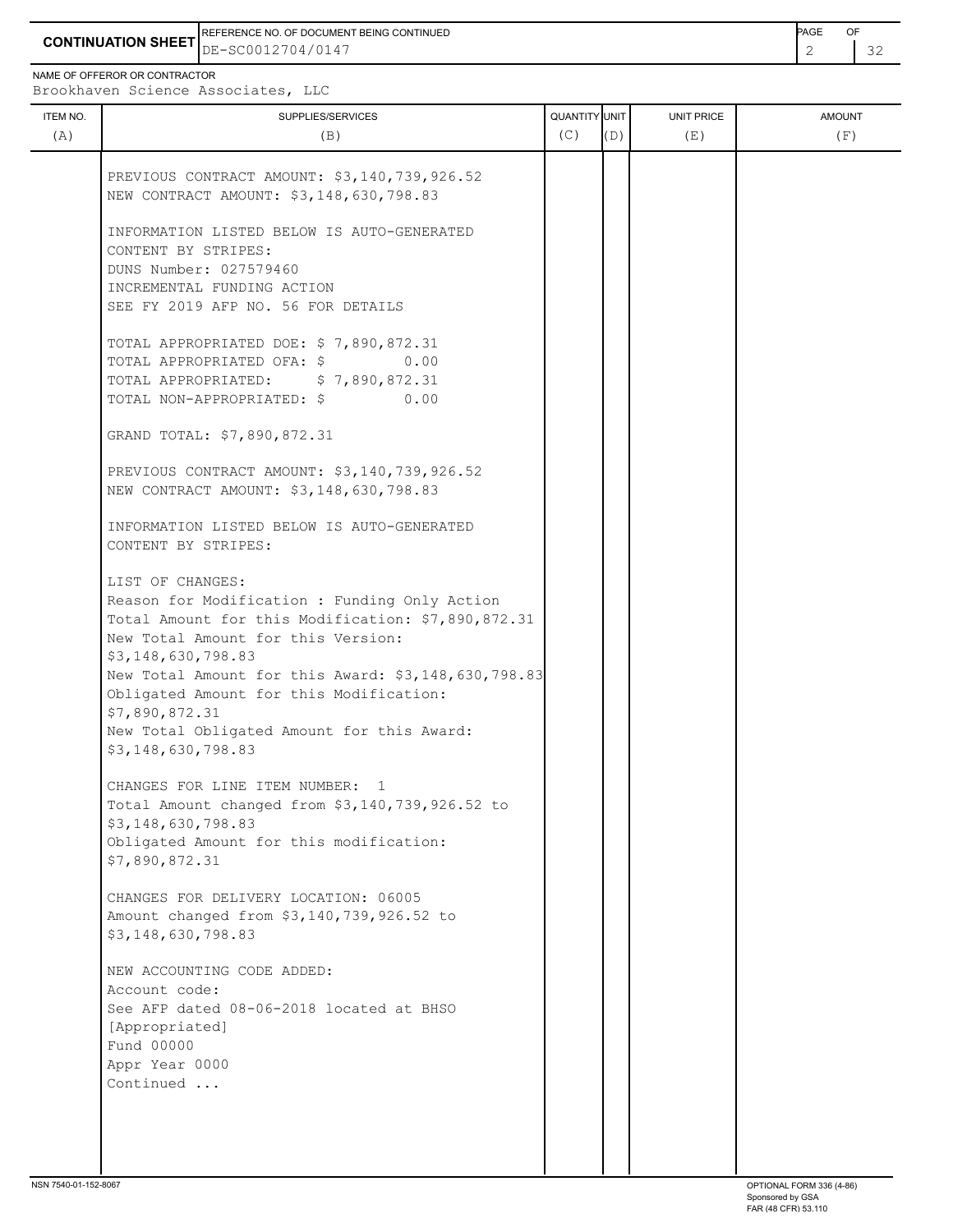**CONTINUATION SHEET**

REFERENCE NO. OF DOCUMENT BEING CONTINUED: DE-SC0012704/0147

NAME OF OFFEROR OR CONTRACTOR: Brookhaven Science Associates, LLC

| ITEM NO. (A) | SUPPLIES/SERVICES (B) | QUANTITY (C) | UNIT (D) | UNIT PRICE (E) | AMOUNT (F) |
|---|---|---|---|---|---|
| | PREVIOUS CONTRACT AMOUNT: $3,140,739,926.52<br>NEW CONTRACT AMOUNT: $3,148,630,798.83<br><br>INFORMATION LISTED BELOW IS AUTO-GENERATED CONTENT BY STRIPES:<br>DUNS Number: 027579460<br>INCREMENTAL FUNDING ACTION<br>SEE FY 2019 AFP NO. 56 FOR DETAILS<br><br>TOTAL APPROPRIATED DOE: $ 7,890,872.31<br>TOTAL APPROPRIATED OFA: $ 0.00<br>TOTAL APPROPRIATED: $ 7,890,872.31<br>TOTAL NON-APPROPRIATED: $ 0.00<br><br>GRAND TOTAL: $7,890,872.31<br><br>PREVIOUS CONTRACT AMOUNT: $3,140,739,926.52<br>NEW CONTRACT AMOUNT: $3,148,630,798.83<br><br>INFORMATION LISTED BELOW IS AUTO-GENERATED CONTENT BY STRIPES:<br><br>LIST OF CHANGES:<br>Reason for Modification : Funding Only Action<br>Total Amount for this Modification: $7,890,872.31<br>New Total Amount for this Version: $3,148,630,798.83<br>New Total Amount for this Award: $3,148,630,798.83<br>Obligated Amount for this Modification: $7,890,872.31<br>New Total Obligated Amount for this Award: $3,148,630,798.83<br><br>CHANGES FOR LINE ITEM NUMBER: 1<br>Total Amount changed from $3,140,739,926.52 to $3,148,630,798.83<br>Obligated Amount for this modification: $7,890,872.31<br><br>CHANGES FOR DELIVERY LOCATION: 06005<br>Amount changed from $3,140,739,926.52 to $3,148,630,798.83<br><br>NEW ACCOUNTING CODE ADDED:<br>Account code:<br>See AFP dated 08-06-2018 located at BHSO<br>[Appropriated]<br>Fund 00000<br>Appr Year 0000<br>Continued ... | | | | |

NSN 7540-01-152-8067

OPTIONAL FORM 336 (4-86)
Sponsored by GSA
FAR (48 CFR) 53.110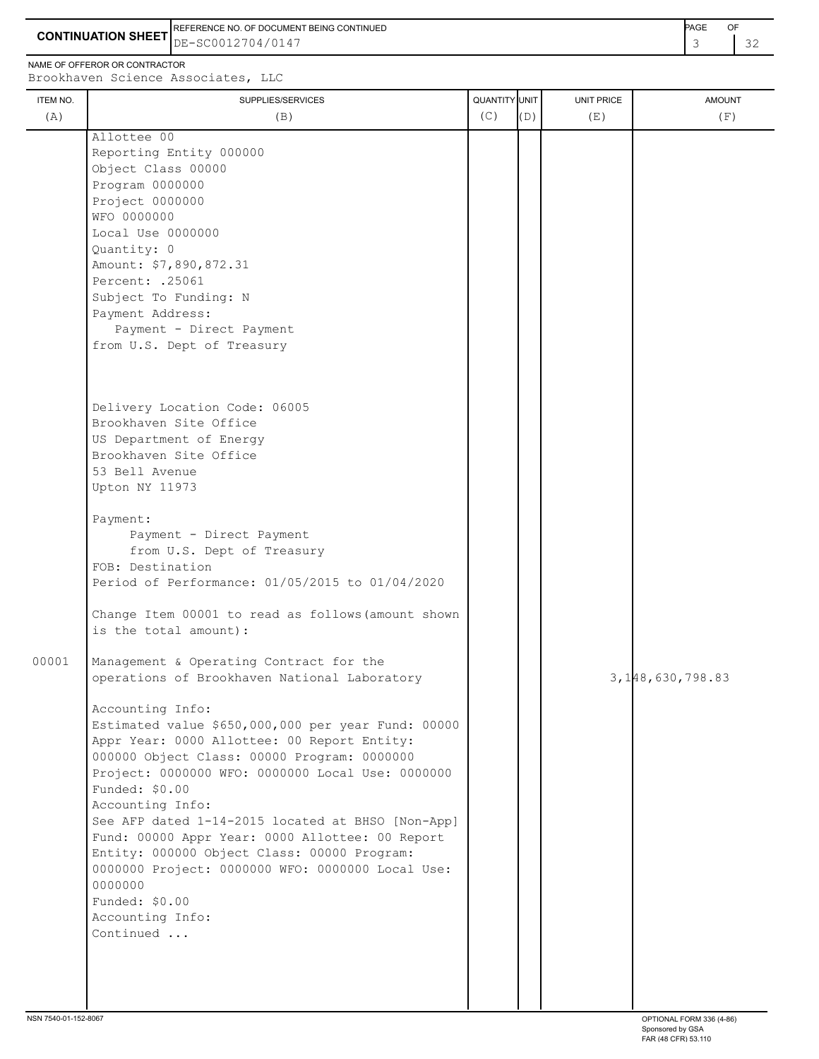**CONTINUATION SHEET**

REFERENCE NO. OF DOCUMENT BEING CONTINUED: DE-SC0012704/0147

NAME OF OFFEROR OR CONTRACTOR: Brookhaven Science Associates, LLC

| ITEM NO. (A) | SUPPLIES/SERVICES (B) | QUANTITY (C) | UNIT (D) | UNIT PRICE (E) | AMOUNT (F) |
|---|---|---|---|---|---|
| | Allottee 00<br>Reporting Entity 000000<br>Object Class 00000<br>Program 0000000<br>Project 0000000<br>WFO 0000000<br>Local Use 0000000<br>Quantity: 0<br>Amount: $7,890,872.31<br>Percent: .25061<br>Subject To Funding: N<br>Payment Address:<br>Payment - Direct Payment<br>from U.S. Dept of Treasury<br><br>Delivery Location Code: 06005<br>Brookhaven Site Office<br>US Department of Energy<br>Brookhaven Site Office<br>53 Bell Avenue<br>Upton NY 11973<br><br>Payment:<br>Payment - Direct Payment<br>from U.S. Dept of Treasury<br>FOB: Destination<br>Period of Performance: 01/05/2015 to 01/04/2020<br><br>Change Item 00001 to read as follows(amount shown is the total amount): | | | | |
| 00001 | Management & Operating Contract for the operations of Brookhaven National Laboratory<br><br>Accounting Info:<br>Estimated value $650,000,000 per year Fund: 00000 Appr Year: 0000 Allottee: 00 Report Entity: 000000 Object Class: 00000 Program: 0000000 Project: 0000000 WFO: 0000000 Local Use: 0000000<br>Funded: $0.00<br>Accounting Info:<br>See AFP dated 1-14-2015 located at BHSO [Non-App] Fund: 00000 Appr Year: 0000 Allottee: 00 Report Entity: 000000 Object Class: 00000 Program: 0000000 Project: 0000000 WFO: 0000000 Local Use: 0000000<br>Funded: $0.00<br>Accounting Info:<br>Continued ... | | | | 3,148,630,798.83 |

NSN 7540-01-152-8067

OPTIONAL FORM 336 (4-86)
Sponsored by GSA
FAR (48 CFR) 53.110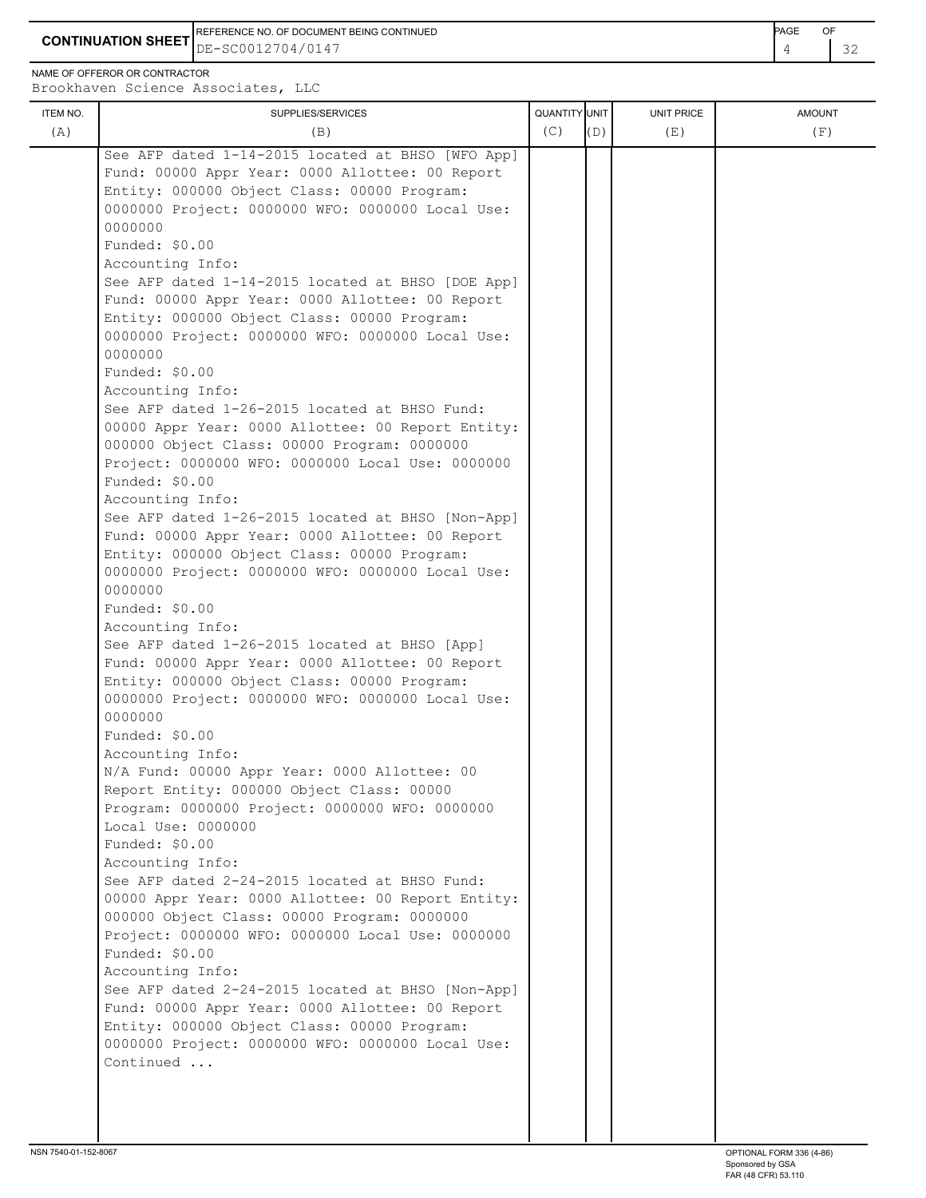**CONTINUATION SHEET**

REFERENCE NO. OF DOCUMENT BEING CONTINUED: DE-SC0012704/0147

NAME OF OFFEROR OR CONTRACTOR: Brookhaven Science Associates, LLC

| ITEM NO. (A) | SUPPLIES/SERVICES (B) | QUANTITY (C) | UNIT (D) | UNIT PRICE (E) | AMOUNT (F) |
|---|---|---|---|---|---|
| | See AFP dated 1-14-2015 located at BHSO [WFO App] Fund: 00000 Appr Year: 0000 Allottee: 00 Report Entity: 000000 Object Class: 00000 Program: 0000000 Project: 0000000 WFO: 0000000 Local Use: 0000000<br>Funded: $0.00<br>Accounting Info:<br>See AFP dated 1-14-2015 located at BHSO [DOE App] Fund: 00000 Appr Year: 0000 Allottee: 00 Report Entity: 000000 Object Class: 00000 Program: 0000000 Project: 0000000 WFO: 0000000 Local Use: 0000000<br>Funded: $0.00<br>Accounting Info:<br>See AFP dated 1-26-2015 located at BHSO Fund: 00000 Appr Year: 0000 Allottee: 00 Report Entity: 000000 Object Class: 00000 Program: 0000000 Project: 0000000 WFO: 0000000 Local Use: 0000000<br>Funded: $0.00<br>Accounting Info:<br>See AFP dated 1-26-2015 located at BHSO [Non-App] Fund: 00000 Appr Year: 0000 Allottee: 00 Report Entity: 000000 Object Class: 00000 Program: 0000000 Project: 0000000 WFO: 0000000 Local Use: 0000000<br>Funded: $0.00<br>Accounting Info:<br>See AFP dated 1-26-2015 located at BHSO [App] Fund: 00000 Appr Year: 0000 Allottee: 00 Report Entity: 000000 Object Class: 00000 Program: 0000000 Project: 0000000 WFO: 0000000 Local Use: 0000000<br>Funded: $0.00<br>Accounting Info:<br>N/A Fund: 00000 Appr Year: 0000 Allottee: 00 Report Entity: 000000 Object Class: 00000 Program: 0000000 Project: 0000000 WFO: 0000000 Local Use: 0000000<br>Funded: $0.00<br>Accounting Info:<br>See AFP dated 2-24-2015 located at BHSO Fund: 00000 Appr Year: 0000 Allottee: 00 Report Entity: 000000 Object Class: 00000 Program: 0000000 Project: 0000000 WFO: 0000000 Local Use: 0000000<br>Funded: $0.00<br>Accounting Info:<br>See AFP dated 2-24-2015 located at BHSO [Non-App] Fund: 00000 Appr Year: 0000 Allottee: 00 Report Entity: 000000 Object Class: 00000 Program: 0000000 Project: 0000000 WFO: 0000000 Local Use:<br>Continued ... | | | | |

NSN 7540-01-152-8067

OPTIONAL FORM 336 (4-86)
Sponsored by GSA
FAR (48 CFR) 53.110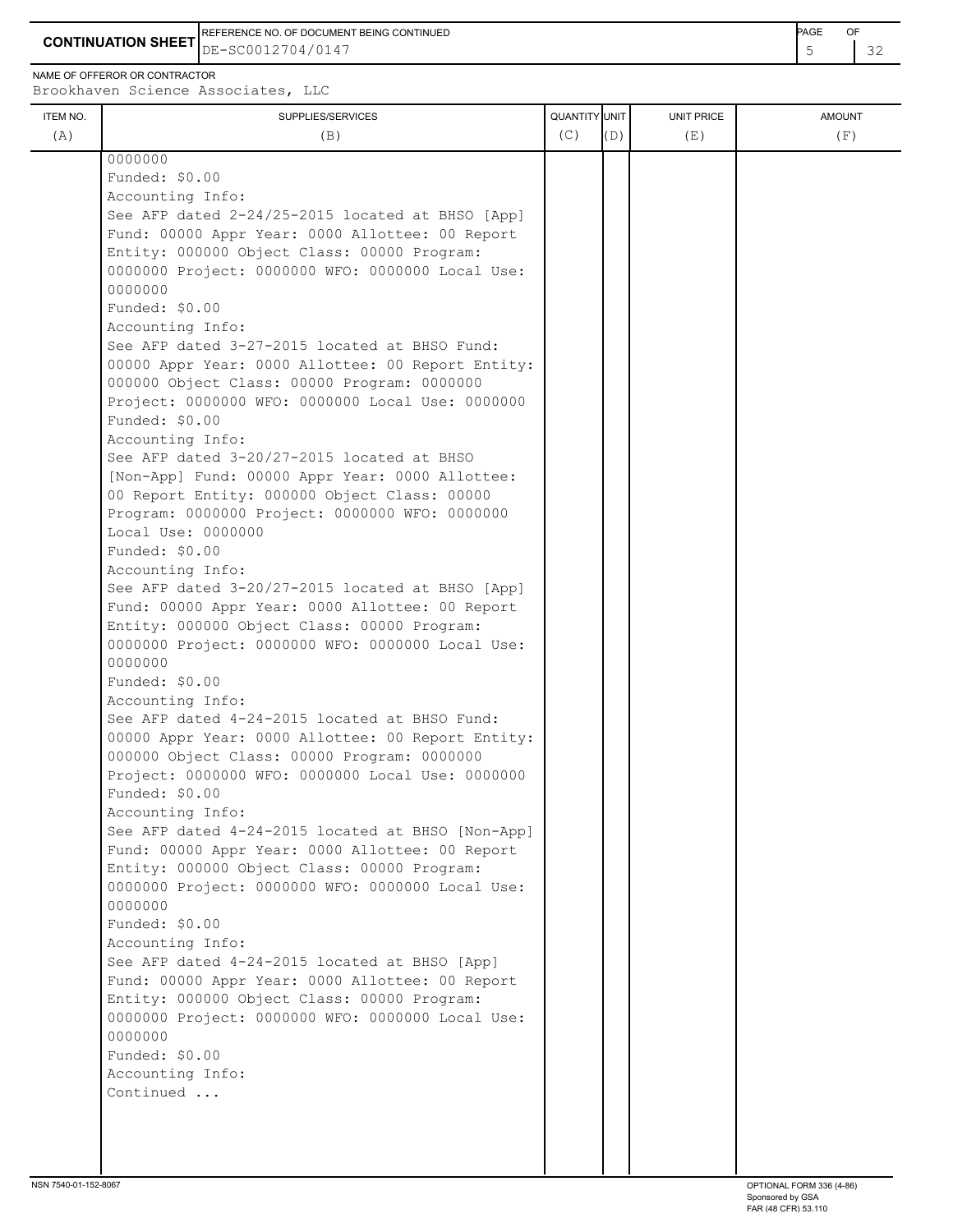**CONTINUATION SHEET**

REFERENCE NO. OF DOCUMENT BEING CONTINUED: DE-SC0012704/0147

NAME OF OFFEROR OR CONTRACTOR: Brookhaven Science Associates, LLC

| ITEM NO. (A) | SUPPLIES/SERVICES (B) | QUANTITY (C) | UNIT (D) | UNIT PRICE (E) | AMOUNT (F) |
|---|---|---|---|---|---|
| | 0000000<br>Funded: $0.00<br>Accounting Info:<br>See AFP dated 2-24/25-2015 located at BHSO [App] Fund: 00000 Appr Year: 0000 Allottee: 00 Report Entity: 000000 Object Class: 00000 Program: 0000000 Project: 0000000 WFO: 0000000 Local Use: 0000000<br>Funded: $0.00<br>Accounting Info:<br>See AFP dated 3-27-2015 located at BHSO Fund: 00000 Appr Year: 0000 Allottee: 00 Report Entity: 000000 Object Class: 00000 Program: 0000000 Project: 0000000 WFO: 0000000 Local Use: 0000000<br>Funded: $0.00<br>Accounting Info:<br>See AFP dated 3-20/27-2015 located at BHSO [Non-App] Fund: 00000 Appr Year: 0000 Allottee: 00 Report Entity: 000000 Object Class: 00000 Program: 0000000 Project: 0000000 WFO: 0000000 Local Use: 0000000<br>Funded: $0.00<br>Accounting Info:<br>See AFP dated 3-20/27-2015 located at BHSO [App] Fund: 00000 Appr Year: 0000 Allottee: 00 Report Entity: 000000 Object Class: 00000 Program: 0000000 Project: 0000000 WFO: 0000000 Local Use: 0000000<br>Funded: $0.00<br>Accounting Info:<br>See AFP dated 4-24-2015 located at BHSO Fund: 00000 Appr Year: 0000 Allottee: 00 Report Entity: 000000 Object Class: 00000 Program: 0000000 Project: 0000000 WFO: 0000000 Local Use: 0000000<br>Funded: $0.00<br>Accounting Info:<br>See AFP dated 4-24-2015 located at BHSO [Non-App] Fund: 00000 Appr Year: 0000 Allottee: 00 Report Entity: 000000 Object Class: 00000 Program: 0000000 Project: 0000000 WFO: 0000000 Local Use: 0000000<br>Funded: $0.00<br>Accounting Info:<br>See AFP dated 4-24-2015 located at BHSO [App] Fund: 00000 Appr Year: 0000 Allottee: 00 Report Entity: 000000 Object Class: 00000 Program: 0000000 Project: 0000000 WFO: 0000000 Local Use: 0000000<br>Funded: $0.00<br>Accounting Info:<br>Continued ... | | | | |

NSN 7540-01-152-8067

OPTIONAL FORM 336 (4-86)
Sponsored by GSA
FAR (48 CFR) 53.110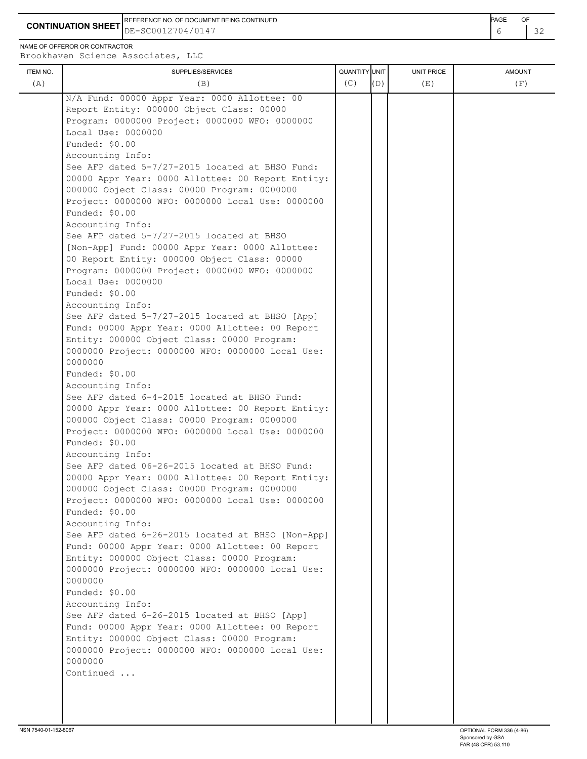**CONTINUATION SHEET**

REFERENCE NO. OF DOCUMENT BEING CONTINUED: DE-SC0012704/0147

NAME OF OFFEROR OR CONTRACTOR: Brookhaven Science Associates, LLC

| ITEM NO. (A) | SUPPLIES/SERVICES (B) | QUANTITY (C) | UNIT (D) | UNIT PRICE (E) | AMOUNT (F) |
|---|---|---|---|---|---|
| | N/A Fund: 00000 Appr Year: 0000 Allottee: 00 Report Entity: 000000 Object Class: 00000 Program: 0000000 Project: 0000000 WFO: 0000000 Local Use: 0000000<br>Funded: $0.00<br>Accounting Info:<br>See AFP dated 5-7/27-2015 located at BHSO Fund: 00000 Appr Year: 0000 Allottee: 00 Report Entity: 000000 Object Class: 00000 Program: 0000000 Project: 0000000 WFO: 0000000 Local Use: 0000000<br>Funded: $0.00<br>Accounting Info:<br>See AFP dated 5-7/27-2015 located at BHSO [Non-App] Fund: 00000 Appr Year: 0000 Allottee: 00 Report Entity: 000000 Object Class: 00000 Program: 0000000 Project: 0000000 WFO: 0000000 Local Use: 0000000<br>Funded: $0.00<br>Accounting Info:<br>See AFP dated 5-7/27-2015 located at BHSO [App] Fund: 00000 Appr Year: 0000 Allottee: 00 Report Entity: 000000 Object Class: 00000 Program: 0000000 Project: 0000000 WFO: 0000000 Local Use: 0000000<br>Funded: $0.00<br>Accounting Info:<br>See AFP dated 6-4-2015 located at BHSO Fund: 00000 Appr Year: 0000 Allottee: 00 Report Entity: 000000 Object Class: 00000 Program: 0000000 Project: 0000000 WFO: 0000000 Local Use: 0000000<br>Funded: $0.00<br>Accounting Info:<br>See AFP dated 06-26-2015 located at BHSO Fund: 00000 Appr Year: 0000 Allottee: 00 Report Entity: 000000 Object Class: 00000 Program: 0000000 Project: 0000000 WFO: 0000000 Local Use: 0000000<br>Funded: $0.00<br>Accounting Info:<br>See AFP dated 6-26-2015 located at BHSO [Non-App] Fund: 00000 Appr Year: 0000 Allottee: 00 Report Entity: 000000 Object Class: 00000 Program: 0000000 Project: 0000000 WFO: 0000000 Local Use: 0000000<br>Funded: $0.00<br>Accounting Info:<br>See AFP dated 6-26-2015 located at BHSO [App] Fund: 00000 Appr Year: 0000 Allottee: 00 Report Entity: 000000 Object Class: 00000 Program: 0000000 Project: 0000000 WFO: 0000000 Local Use: 0000000<br>Continued ... | | | | |

NSN 7540-01-152-8067

OPTIONAL FORM 336 (4-86)
Sponsored by GSA
FAR (48 CFR) 53.110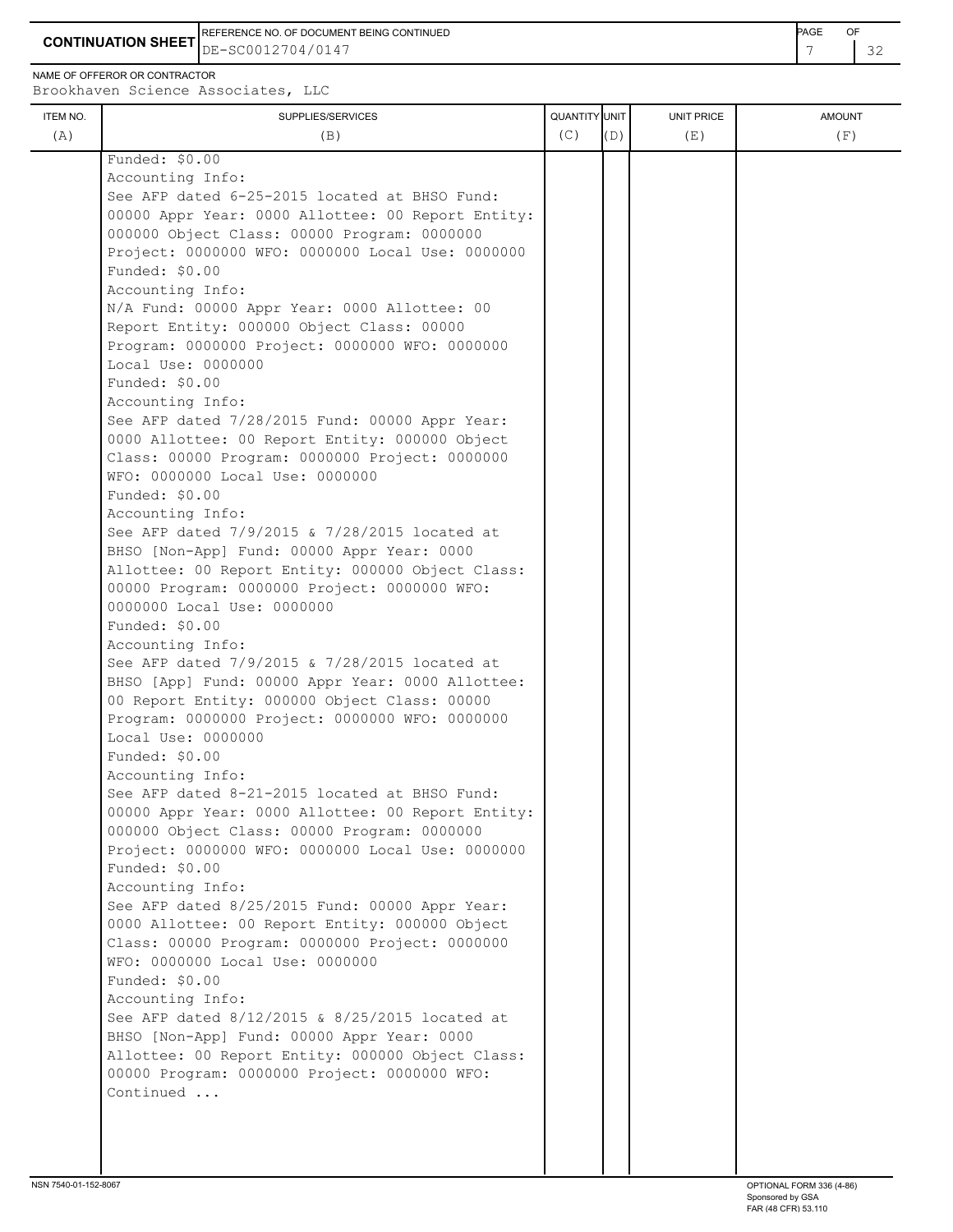**CONTINUATION SHEET** | REFERENCE NO. OF DOCUMENT BEING CONTINUED: DE-SC0012704/0147

NAME OF OFFEROR OR CONTRACTOR: Brookhaven Science Associates, LLC

| ITEM NO. (A) | SUPPLIES/SERVICES (B) | QUANTITY (C) | UNIT (D) | UNIT PRICE (E) | AMOUNT (F) |
|---|---|---|---|---|---|
| | Funded: $0.00<br>Accounting Info:<br>See AFP dated 6-25-2015 located at BHSO Fund: 00000 Appr Year: 0000 Allottee: 00 Report Entity: 000000 Object Class: 00000 Program: 0000000 Project: 0000000 WFO: 0000000 Local Use: 0000000<br>Funded: $0.00<br>Accounting Info:<br>N/A Fund: 00000 Appr Year: 0000 Allottee: 00 Report Entity: 000000 Object Class: 00000 Program: 0000000 Project: 0000000 WFO: 0000000 Local Use: 0000000<br>Funded: $0.00<br>Accounting Info:<br>See AFP dated 7/28/2015 Fund: 00000 Appr Year: 0000 Allottee: 00 Report Entity: 000000 Object Class: 00000 Program: 0000000 Project: 0000000 WFO: 0000000 Local Use: 0000000<br>Funded: $0.00<br>Accounting Info:<br>See AFP dated 7/9/2015 & 7/28/2015 located at BHSO [Non-App] Fund: 00000 Appr Year: 0000 Allottee: 00 Report Entity: 000000 Object Class: 00000 Program: 0000000 Project: 0000000 WFO: 0000000 Local Use: 0000000<br>Funded: $0.00<br>Accounting Info:<br>See AFP dated 7/9/2015 & 7/28/2015 located at BHSO [App] Fund: 00000 Appr Year: 0000 Allottee: 00 Report Entity: 000000 Object Class: 00000 Program: 0000000 Project: 0000000 WFO: 0000000 Local Use: 0000000<br>Funded: $0.00<br>Accounting Info:<br>See AFP dated 8-21-2015 located at BHSO Fund: 00000 Appr Year: 0000 Allottee: 00 Report Entity: 000000 Object Class: 00000 Program: 0000000 Project: 0000000 WFO: 0000000 Local Use: 0000000<br>Funded: $0.00<br>Accounting Info:<br>See AFP dated 8/25/2015 Fund: 00000 Appr Year: 0000 Allottee: 00 Report Entity: 000000 Object Class: 00000 Program: 0000000 Project: 0000000 WFO: 0000000 Local Use: 0000000<br>Funded: $0.00<br>Accounting Info:<br>See AFP dated 8/12/2015 & 8/25/2015 located at BHSO [Non-App] Fund: 00000 Appr Year: 0000 Allottee: 00 Report Entity: 000000 Object Class: 00000 Program: 0000000 Project: 0000000 WFO:<br>Continued ... | | | | |

NSN 7540-01-152-8067

OPTIONAL FORM 336 (4-86)
Sponsored by GSA
FAR (48 CFR) 53.110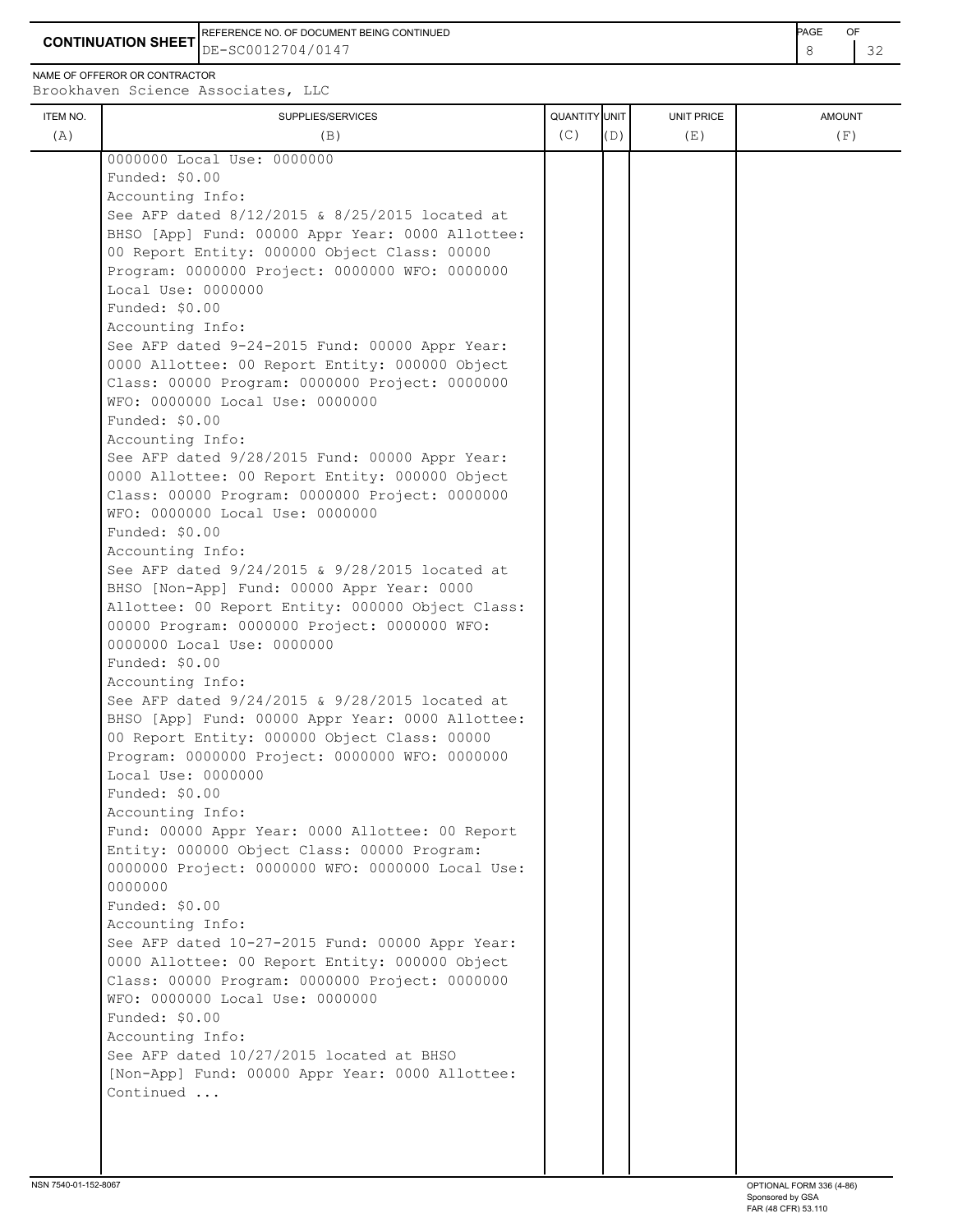**CONTINUATION SHEET** | REFERENCE NO. OF DOCUMENT BEING CONTINUED: DE-SC0012704/0147

NAME OF OFFEROR OR CONTRACTOR
Brookhaven Science Associates, LLC

| ITEM NO. (A) | SUPPLIES/SERVICES (B) | QUANTITY (C) | UNIT (D) | UNIT PRICE (E) | AMOUNT (F) |
|---|---|---|---|---|---|
| | 0000000 Local Use: 0000000<br>Funded: $0.00<br>Accounting Info:<br>See AFP dated 8/12/2015 & 8/25/2015 located at BHSO [App] Fund: 00000 Appr Year: 0000 Allottee: 00 Report Entity: 000000 Object Class: 00000 Program: 0000000 Project: 0000000 WFO: 0000000 Local Use: 0000000<br>Funded: $0.00<br>Accounting Info:<br>See AFP dated 9-24-2015 Fund: 00000 Appr Year: 0000 Allottee: 00 Report Entity: 000000 Object Class: 00000 Program: 0000000 Project: 0000000 WFO: 0000000 Local Use: 0000000<br>Funded: $0.00<br>Accounting Info:<br>See AFP dated 9/28/2015 Fund: 00000 Appr Year: 0000 Allottee: 00 Report Entity: 000000 Object Class: 00000 Program: 0000000 Project: 0000000 WFO: 0000000 Local Use: 0000000<br>Funded: $0.00<br>Accounting Info:<br>See AFP dated 9/24/2015 & 9/28/2015 located at BHSO [Non-App] Fund: 00000 Appr Year: 0000 Allottee: 00 Report Entity: 000000 Object Class: 00000 Program: 0000000 Project: 0000000 WFO: 0000000 Local Use: 0000000<br>Funded: $0.00<br>Accounting Info:<br>See AFP dated 9/24/2015 & 9/28/2015 located at BHSO [App] Fund: 00000 Appr Year: 0000 Allottee: 00 Report Entity: 000000 Object Class: 00000 Program: 0000000 Project: 0000000 WFO: 0000000 Local Use: 0000000<br>Funded: $0.00<br>Accounting Info:<br>Fund: 00000 Appr Year: 0000 Allottee: 00 Report Entity: 000000 Object Class: 00000 Program: 0000000 Project: 0000000 WFO: 0000000 Local Use: 0000000<br>Funded: $0.00<br>Accounting Info:<br>See AFP dated 10-27-2015 Fund: 00000 Appr Year: 0000 Allottee: 00 Report Entity: 000000 Object Class: 00000 Program: 0000000 Project: 0000000 WFO: 0000000 Local Use: 0000000<br>Funded: $0.00<br>Accounting Info:<br>See AFP dated 10/27/2015 located at BHSO [Non-App] Fund: 00000 Appr Year: 0000 Allottee:<br>Continued ... | | | | |

NSN 7540-01-152-8067 | OPTIONAL FORM 336 (4-86) Sponsored by GSA FAR (48 CFR) 53.110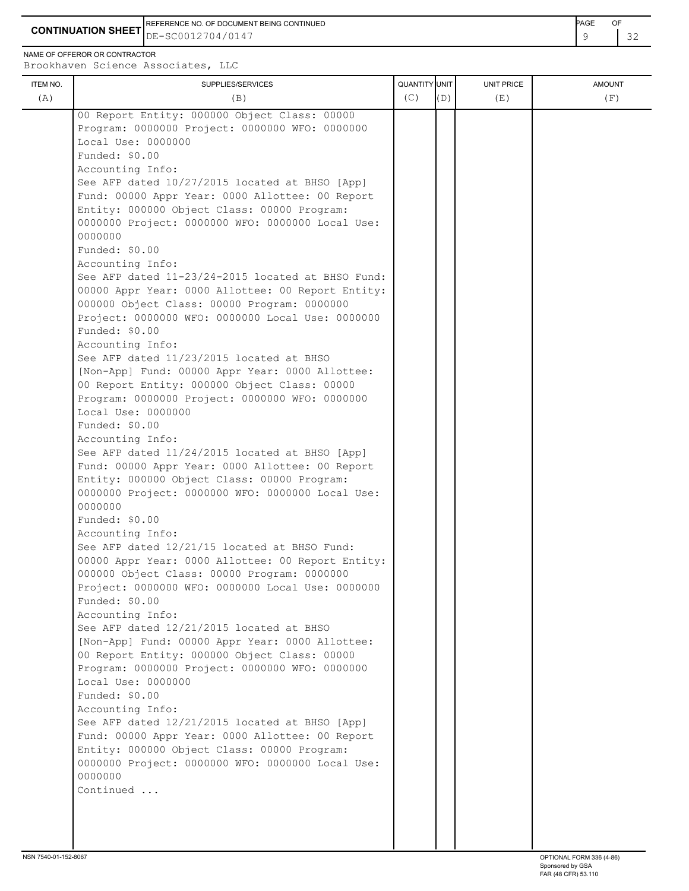**CONTINUATION SHEET**

REFERENCE NO. OF DOCUMENT BEING CONTINUED: DE-SC0012704/0147

NAME OF OFFEROR OR CONTRACTOR: Brookhaven Science Associates, LLC

| ITEM NO. (A) | SUPPLIES/SERVICES (B) | QUANTITY (C) | UNIT (D) | UNIT PRICE (E) | AMOUNT (F) |
|---|---|---|---|---|---|
| | 00 Report Entity: 000000 Object Class: 00000 Program: 0000000 Project: 0000000 WFO: 0000000 Local Use: 0000000<br>Funded: $0.00<br>Accounting Info:<br>See AFP dated 10/27/2015 located at BHSO [App] Fund: 00000 Appr Year: 0000 Allottee: 00 Report Entity: 000000 Object Class: 00000 Program: 0000000 Project: 0000000 WFO: 0000000 Local Use: 0000000<br>Funded: $0.00<br>Accounting Info:<br>See AFP dated 11-23/24-2015 located at BHSO Fund: 00000 Appr Year: 0000 Allottee: 00 Report Entity: 000000 Object Class: 00000 Program: 0000000 Project: 0000000 WFO: 0000000 Local Use: 0000000<br>Funded: $0.00<br>Accounting Info:<br>See AFP dated 11/23/2015 located at BHSO [Non-App] Fund: 00000 Appr Year: 0000 Allottee: 00 Report Entity: 000000 Object Class: 00000 Program: 0000000 Project: 0000000 WFO: 0000000 Local Use: 0000000<br>Funded: $0.00<br>Accounting Info:<br>See AFP dated 11/24/2015 located at BHSO [App] Fund: 00000 Appr Year: 0000 Allottee: 00 Report Entity: 000000 Object Class: 00000 Program: 0000000 Project: 0000000 WFO: 0000000 Local Use: 0000000<br>Funded: $0.00<br>Accounting Info:<br>See AFP dated 12/21/15 located at BHSO Fund: 00000 Appr Year: 0000 Allottee: 00 Report Entity: 000000 Object Class: 00000 Program: 0000000 Project: 0000000 WFO: 0000000 Local Use: 0000000<br>Funded: $0.00<br>Accounting Info:<br>See AFP dated 12/21/2015 located at BHSO [Non-App] Fund: 00000 Appr Year: 0000 Allottee: 00 Report Entity: 000000 Object Class: 00000 Program: 0000000 Project: 0000000 WFO: 0000000 Local Use: 0000000<br>Funded: $0.00<br>Accounting Info:<br>See AFP dated 12/21/2015 located at BHSO [App] Fund: 00000 Appr Year: 0000 Allottee: 00 Report Entity: 000000 Object Class: 00000 Program: 0000000 Project: 0000000 WFO: 0000000 Local Use: 0000000<br>Continued ... | | | | |

NSN 7540-01-152-8067

OPTIONAL FORM 336 (4-86)
Sponsored by GSA
FAR (48 CFR) 53.110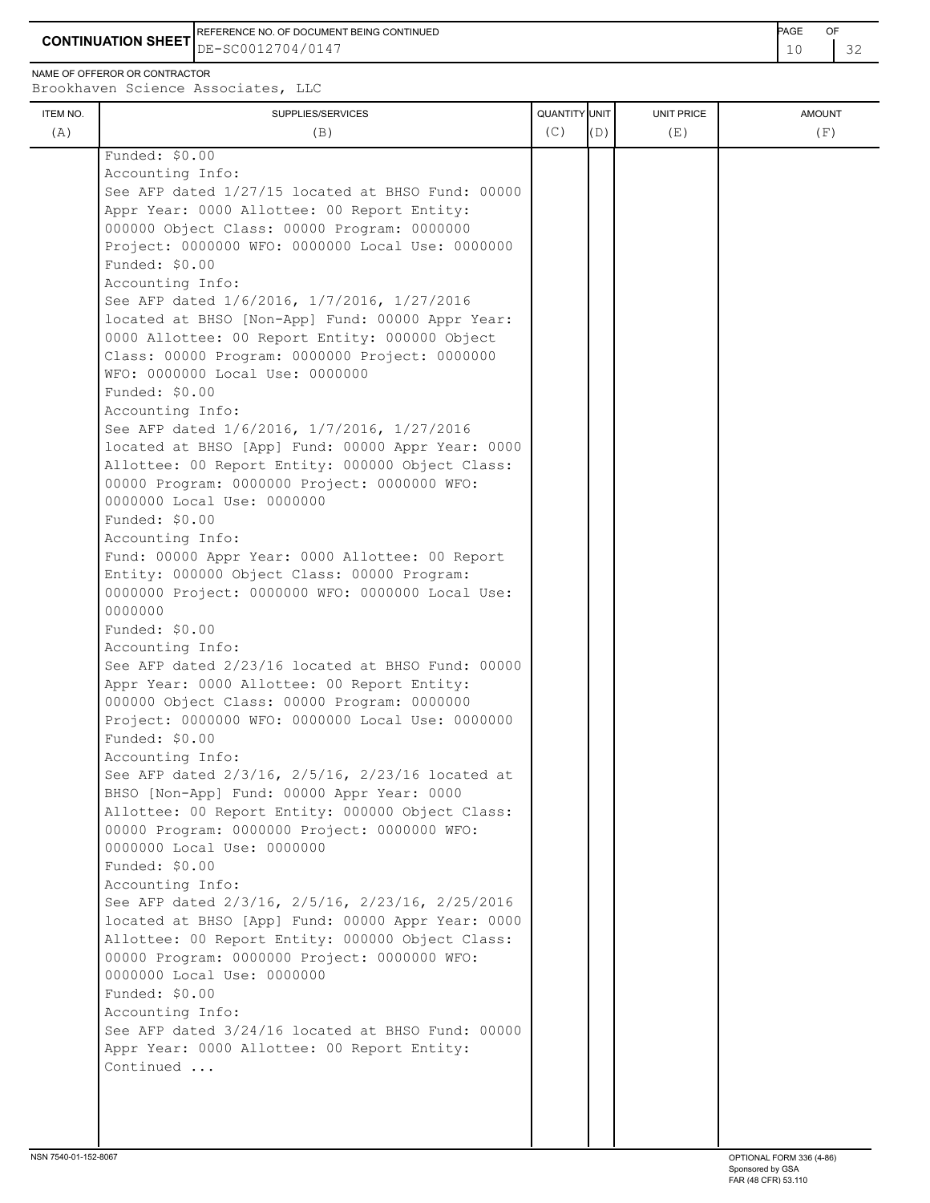**CONTINUATION SHEET**

REFERENCE NO. OF DOCUMENT BEING CONTINUED: DE-SC0012704/0147

NAME OF OFFEROR OR CONTRACTOR: Brookhaven Science Associates, LLC

| ITEM NO. (A) | SUPPLIES/SERVICES (B) | QUANTITY (C) | UNIT (D) | UNIT PRICE (E) | AMOUNT (F) |
|---|---|---|---|---|---|
| | Funded: $0.00<br>Accounting Info:<br>See AFP dated 1/27/15 located at BHSO Fund: 00000 Appr Year: 0000 Allottee: 00 Report Entity: 000000 Object Class: 00000 Program: 0000000 Project: 0000000 WFO: 0000000 Local Use: 0000000<br>Funded: $0.00<br>Accounting Info:<br>See AFP dated 1/6/2016, 1/7/2016, 1/27/2016 located at BHSO [Non-App] Fund: 00000 Appr Year: 0000 Allottee: 00 Report Entity: 000000 Object Class: 00000 Program: 0000000 Project: 0000000 WFO: 0000000 Local Use: 0000000<br>Funded: $0.00<br>Accounting Info:<br>See AFP dated 1/6/2016, 1/7/2016, 1/27/2016 located at BHSO [App] Fund: 00000 Appr Year: 0000 Allottee: 00 Report Entity: 000000 Object Class: 00000 Program: 0000000 Project: 0000000 WFO: 0000000 Local Use: 0000000<br>Funded: $0.00<br>Accounting Info:<br>Fund: 00000 Appr Year: 0000 Allottee: 00 Report Entity: 000000 Object Class: 00000 Program: 0000000 Project: 0000000 WFO: 0000000 Local Use: 0000000<br>Funded: $0.00<br>Accounting Info:<br>See AFP dated 2/23/16 located at BHSO Fund: 00000 Appr Year: 0000 Allottee: 00 Report Entity: 000000 Object Class: 00000 Program: 0000000 Project: 0000000 WFO: 0000000 Local Use: 0000000<br>Funded: $0.00<br>Accounting Info:<br>See AFP dated 2/3/16, 2/5/16, 2/23/16 located at BHSO [Non-App] Fund: 00000 Appr Year: 0000 Allottee: 00 Report Entity: 000000 Object Class: 00000 Program: 0000000 Project: 0000000 WFO: 0000000 Local Use: 0000000<br>Funded: $0.00<br>Accounting Info:<br>See AFP dated 2/3/16, 2/5/16, 2/23/16, 2/25/2016 located at BHSO [App] Fund: 00000 Appr Year: 0000 Allottee: 00 Report Entity: 000000 Object Class: 00000 Program: 0000000 Project: 0000000 WFO: 0000000 Local Use: 0000000<br>Funded: $0.00<br>Accounting Info:<br>See AFP dated 3/24/16 located at BHSO Fund: 00000 Appr Year: 0000 Allottee: 00 Report Entity:<br>Continued ... | | | | |

NSN 7540-01-152-8067

OPTIONAL FORM 336 (4-86) Sponsored by GSA FAR (48 CFR) 53.110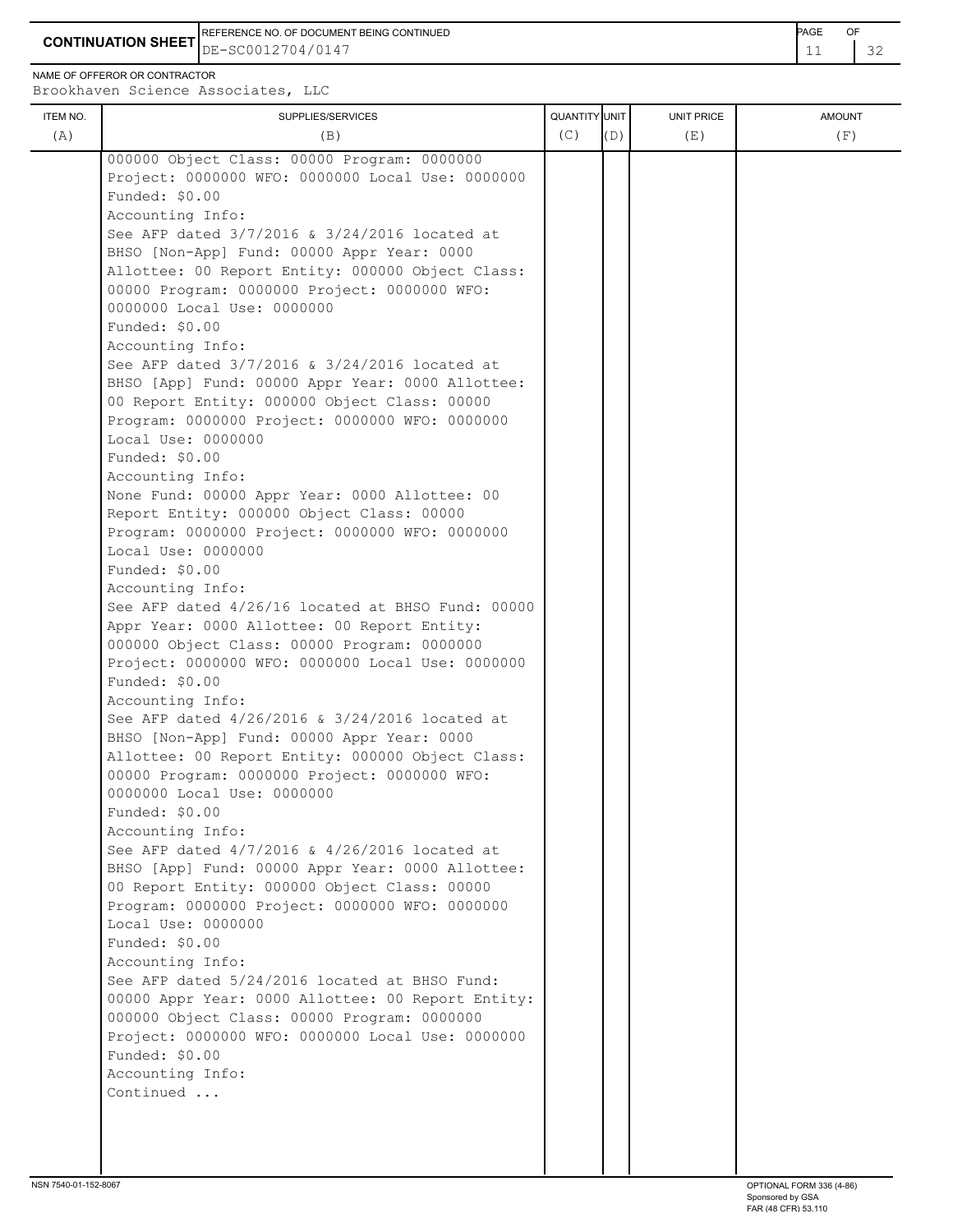**CONTINUATION SHEET**

REFERENCE NO. OF DOCUMENT BEING CONTINUED: DE-SC0012704/0147

NAME OF OFFEROR OR CONTRACTOR: Brookhaven Science Associates, LLC

| ITEM NO. (A) | SUPPLIES/SERVICES (B) | QUANTITY (C) | UNIT (D) | UNIT PRICE (E) | AMOUNT (F) |
|---|---|---|---|---|---|
| | 000000 Object Class: 00000 Program: 0000000 Project: 0000000 WFO: 0000000 Local Use: 0000000<br>Funded: $0.00<br>Accounting Info:<br>See AFP dated 3/7/2016 & 3/24/2016 located at BHSO [Non-App] Fund: 00000 Appr Year: 0000 Allottee: 00 Report Entity: 000000 Object Class: 00000 Program: 0000000 Project: 0000000 WFO: 0000000 Local Use: 0000000<br>Funded: $0.00<br>Accounting Info:<br>See AFP dated 3/7/2016 & 3/24/2016 located at BHSO [App] Fund: 00000 Appr Year: 0000 Allottee: 00 Report Entity: 000000 Object Class: 00000 Program: 0000000 Project: 0000000 WFO: 0000000 Local Use: 0000000<br>Funded: $0.00<br>Accounting Info:<br>None Fund: 00000 Appr Year: 0000 Allottee: 00 Report Entity: 000000 Object Class: 00000 Program: 0000000 Project: 0000000 WFO: 0000000 Local Use: 0000000<br>Funded: $0.00<br>Accounting Info:<br>See AFP dated 4/26/16 located at BHSO Fund: 00000 Appr Year: 0000 Allottee: 00 Report Entity: 000000 Object Class: 00000 Program: 0000000 Project: 0000000 WFO: 0000000 Local Use: 0000000<br>Funded: $0.00<br>Accounting Info:<br>See AFP dated 4/26/2016 & 3/24/2016 located at BHSO [Non-App] Fund: 00000 Appr Year: 0000 Allottee: 00 Report Entity: 000000 Object Class: 00000 Program: 0000000 Project: 0000000 WFO: 0000000 Local Use: 0000000<br>Funded: $0.00<br>Accounting Info:<br>See AFP dated 4/7/2016 & 4/26/2016 located at BHSO [App] Fund: 00000 Appr Year: 0000 Allottee: 00 Report Entity: 000000 Object Class: 00000 Program: 0000000 Project: 0000000 WFO: 0000000 Local Use: 0000000<br>Funded: $0.00<br>Accounting Info:<br>See AFP dated 5/24/2016 located at BHSO Fund: 00000 Appr Year: 0000 Allottee: 00 Report Entity: 000000 Object Class: 00000 Program: 0000000 Project: 0000000 WFO: 0000000 Local Use: 0000000<br>Funded: $0.00<br>Accounting Info:<br>Continued ... | | | | |

NSN 7540-01-152-8067

OPTIONAL FORM 336 (4-86) Sponsored by GSA FAR (48 CFR) 53.110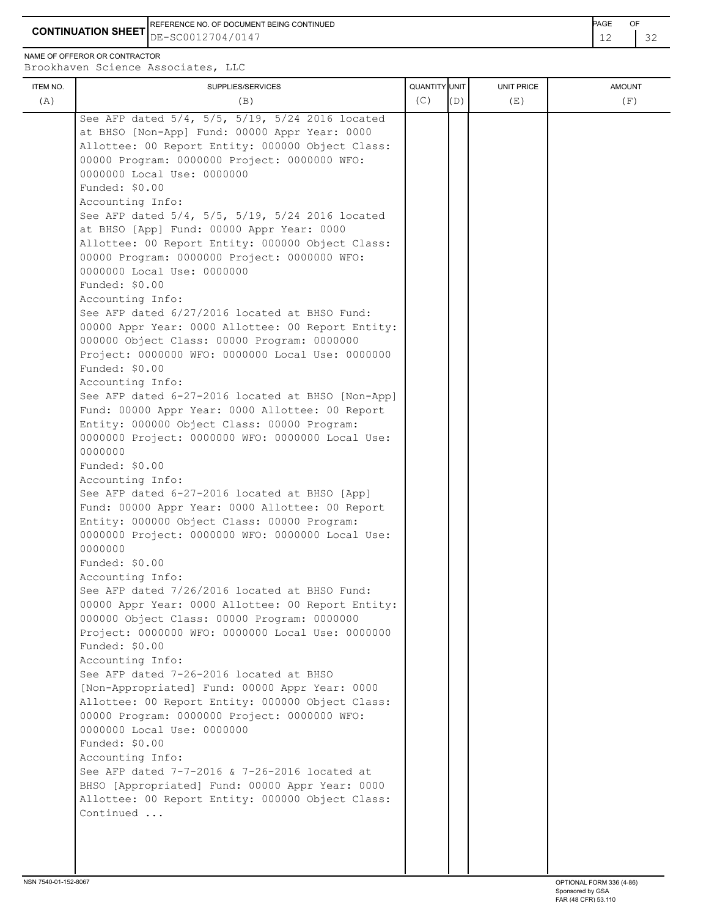**CONTINUATION SHEET**

REFERENCE NO. OF DOCUMENT BEING CONTINUED
DE-SC0012704/0147

NAME OF OFFEROR OR CONTRACTOR
Brookhaven Science Associates, LLC

| ITEM NO. (A) | SUPPLIES/SERVICES (B) | QUANTITY (C) | UNIT (D) | UNIT PRICE (E) | AMOUNT (F) |
|---|---|---|---|---|---|
| | See AFP dated 5/4, 5/5, 5/19, 5/24 2016 located at BHSO [Non-App] Fund: 00000 Appr Year: 0000 Allottee: 00 Report Entity: 000000 Object Class: 00000 Program: 0000000 Project: 0000000 WFO: 0000000 Local Use: 0000000<br>Funded: $0.00<br>Accounting Info:<br>See AFP dated 5/4, 5/5, 5/19, 5/24 2016 located at BHSO [App] Fund: 00000 Appr Year: 0000 Allottee: 00 Report Entity: 000000 Object Class: 00000 Program: 0000000 Project: 0000000 WFO: 0000000 Local Use: 0000000<br>Funded: $0.00<br>Accounting Info:<br>See AFP dated 6/27/2016 located at BHSO Fund: 00000 Appr Year: 0000 Allottee: 00 Report Entity: 000000 Object Class: 00000 Program: 0000000 Project: 0000000 WFO: 0000000 Local Use: 0000000<br>Funded: $0.00<br>Accounting Info:<br>See AFP dated 6-27-2016 located at BHSO [Non-App] Fund: 00000 Appr Year: 0000 Allottee: 00 Report Entity: 000000 Object Class: 00000 Program: 0000000 Project: 0000000 WFO: 0000000 Local Use: 0000000<br>Funded: $0.00<br>Accounting Info:<br>See AFP dated 6-27-2016 located at BHSO [App] Fund: 00000 Appr Year: 0000 Allottee: 00 Report Entity: 000000 Object Class: 00000 Program: 0000000 Project: 0000000 WFO: 0000000 Local Use: 0000000<br>Funded: $0.00<br>Accounting Info:<br>See AFP dated 7/26/2016 located at BHSO Fund: 00000 Appr Year: 0000 Allottee: 00 Report Entity: 000000 Object Class: 00000 Program: 0000000 Project: 0000000 WFO: 0000000 Local Use: 0000000<br>Funded: $0.00<br>Accounting Info:<br>See AFP dated 7-26-2016 located at BHSO [Non-Appropriated] Fund: 00000 Appr Year: 0000 Allottee: 00 Report Entity: 000000 Object Class: 00000 Program: 0000000 Project: 0000000 WFO: 0000000 Local Use: 0000000<br>Funded: $0.00<br>Accounting Info:<br>See AFP dated 7-7-2016 & 7-26-2016 located at BHSO [Appropriated] Fund: 00000 Appr Year: 0000 Allottee: 00 Report Entity: 000000 Object Class:<br>Continued ... | | | | |

NSN 7540-01-152-8067

OPTIONAL FORM 336 (4-86)
Sponsored by GSA
FAR (48 CFR) 53.110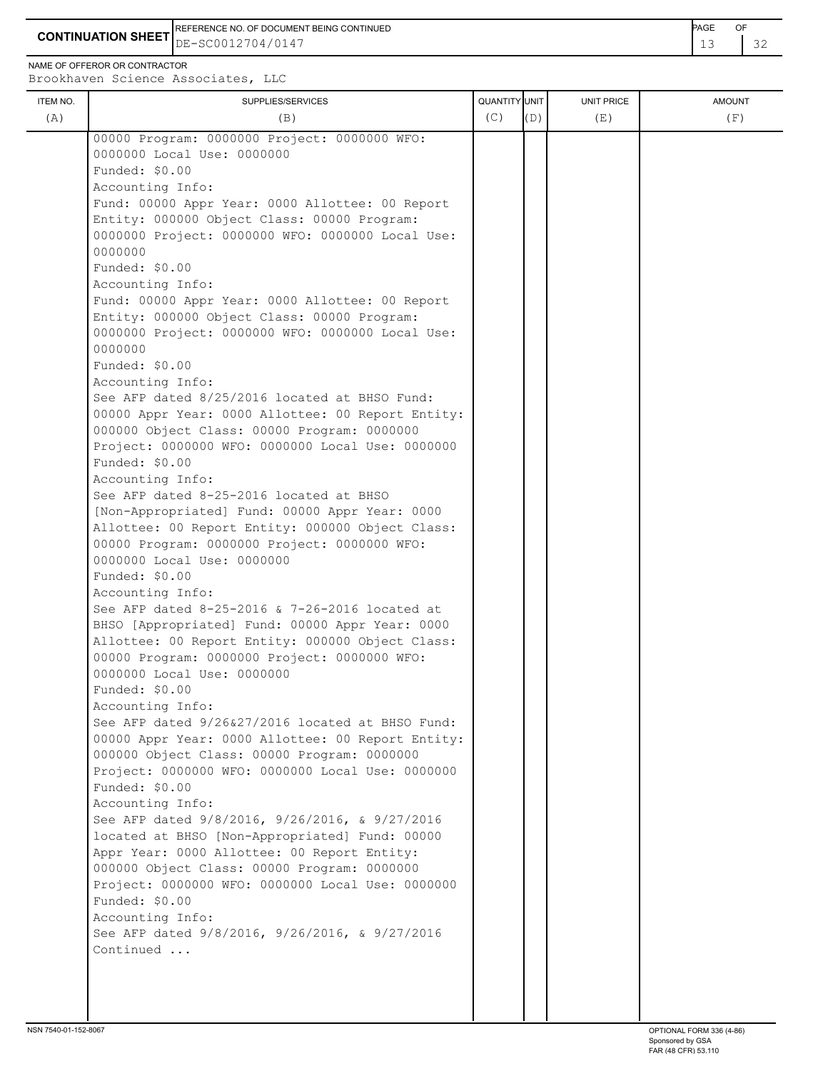**CONTINUATION SHEET**

REFERENCE NO. OF DOCUMENT BEING CONTINUED: DE-SC0012704/0147

NAME OF OFFEROR OR CONTRACTOR: Brookhaven Science Associates, LLC

| ITEM NO. (A) | SUPPLIES/SERVICES (B) | QUANTITY (C) | UNIT (D) | UNIT PRICE (E) | AMOUNT (F) |
|---|---|---|---|---|---|
| | 00000 Program: 0000000 Project: 0000000 WFO: 0000000 Local Use: 0000000<br>Funded: $0.00<br>Accounting Info:<br>Fund: 00000 Appr Year: 0000 Allottee: 00 Report Entity: 000000 Object Class: 00000 Program: 0000000 Project: 0000000 WFO: 0000000 Local Use: 0000000<br>Funded: $0.00<br>Accounting Info:<br>Fund: 00000 Appr Year: 0000 Allottee: 00 Report Entity: 000000 Object Class: 00000 Program: 0000000 Project: 0000000 WFO: 0000000 Local Use: 0000000<br>Funded: $0.00<br>Accounting Info:<br>See AFP dated 8/25/2016 located at BHSO Fund: 00000 Appr Year: 0000 Allottee: 00 Report Entity: 000000 Object Class: 00000 Program: 0000000 Project: 0000000 WFO: 0000000 Local Use: 0000000<br>Funded: $0.00<br>Accounting Info:<br>See AFP dated 8-25-2016 located at BHSO [Non-Appropriated] Fund: 00000 Appr Year: 0000 Allottee: 00 Report Entity: 000000 Object Class: 00000 Program: 0000000 Project: 0000000 WFO: 0000000 Local Use: 0000000<br>Funded: $0.00<br>Accounting Info:<br>See AFP dated 8-25-2016 & 7-26-2016 located at BHSO [Appropriated] Fund: 00000 Appr Year: 0000 Allottee: 00 Report Entity: 000000 Object Class: 00000 Program: 0000000 Project: 0000000 WFO: 0000000 Local Use: 0000000<br>Funded: $0.00<br>Accounting Info:<br>See AFP dated 9/26&27/2016 located at BHSO Fund: 00000 Appr Year: 0000 Allottee: 00 Report Entity: 000000 Object Class: 00000 Program: 0000000 Project: 0000000 WFO: 0000000 Local Use: 0000000<br>Funded: $0.00<br>Accounting Info:<br>See AFP dated 9/8/2016, 9/26/2016, & 9/27/2016 located at BHSO [Non-Appropriated] Fund: 00000 Appr Year: 0000 Allottee: 00 Report Entity: 000000 Object Class: 00000 Program: 0000000 Project: 0000000 WFO: 0000000 Local Use: 0000000<br>Funded: $0.00<br>Accounting Info:<br>See AFP dated 9/8/2016, 9/26/2016, & 9/27/2016<br>Continued ... | | | | |

NSN 7540-01-152-8067

OPTIONAL FORM 336 (4-86)
Sponsored by GSA
FAR (48 CFR) 53.110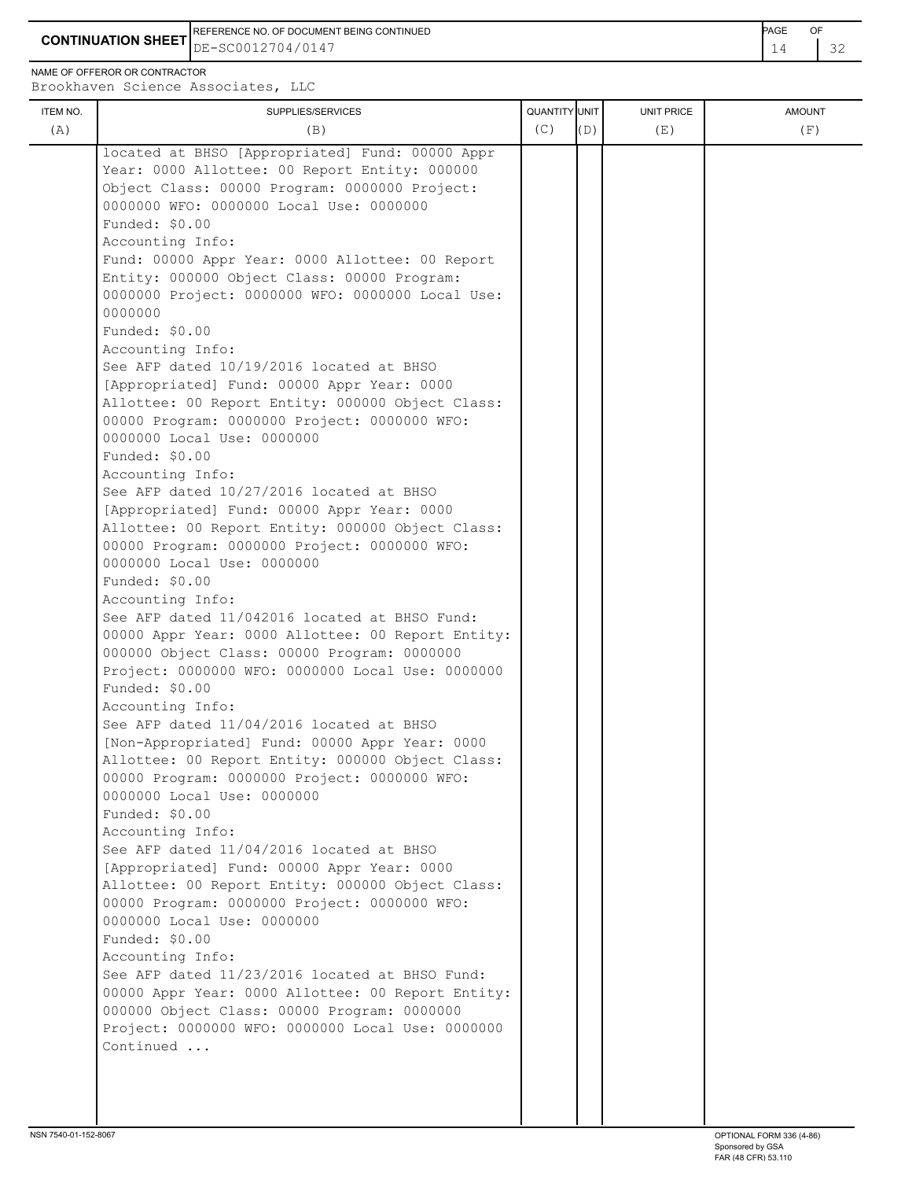**CONTINUATION SHEET**

REFERENCE NO. OF DOCUMENT BEING CONTINUED: DE-SC0012704/0147

NAME OF OFFEROR OR CONTRACTOR: Brookhaven Science Associates, LLC

| ITEM NO. (A) | SUPPLIES/SERVICES (B) | QUANTITY (C) | UNIT (D) | UNIT PRICE (E) | AMOUNT (F) |
|---|---|---|---|---|---|
| | located at BHSO [Appropriated] Fund: 00000 Appr Year: 0000 Allottee: 00 Report Entity: 000000 Object Class: 00000 Program: 0000000 Project: 0000000 WFO: 0000000 Local Use: 0000000<br>Funded: $0.00<br>Accounting Info:<br>Fund: 00000 Appr Year: 0000 Allottee: 00 Report Entity: 000000 Object Class: 00000 Program: 0000000 Project: 0000000 WFO: 0000000 Local Use: 0000000<br>Funded: $0.00<br>Accounting Info:<br>See AFP dated 10/19/2016 located at BHSO [Appropriated] Fund: 00000 Appr Year: 0000 Allottee: 00 Report Entity: 000000 Object Class: 00000 Program: 0000000 Project: 0000000 WFO: 0000000 Local Use: 0000000<br>Funded: $0.00<br>Accounting Info:<br>See AFP dated 10/27/2016 located at BHSO [Appropriated] Fund: 00000 Appr Year: 0000 Allottee: 00 Report Entity: 000000 Object Class: 00000 Program: 0000000 Project: 0000000 WFO: 0000000 Local Use: 0000000<br>Funded: $0.00<br>Accounting Info:<br>See AFP dated 11/042016 located at BHSO Fund: 00000 Appr Year: 0000 Allottee: 00 Report Entity: 000000 Object Class: 00000 Program: 0000000 Project: 0000000 WFO: 0000000 Local Use: 0000000<br>Funded: $0.00<br>Accounting Info:<br>See AFP dated 11/04/2016 located at BHSO [Non-Appropriated] Fund: 00000 Appr Year: 0000 Allottee: 00 Report Entity: 000000 Object Class: 00000 Program: 0000000 Project: 0000000 WFO: 0000000 Local Use: 0000000<br>Funded: $0.00<br>Accounting Info:<br>See AFP dated 11/04/2016 located at BHSO [Appropriated] Fund: 00000 Appr Year: 0000 Allottee: 00 Report Entity: 000000 Object Class: 00000 Program: 0000000 Project: 0000000 WFO: 0000000 Local Use: 0000000<br>Funded: $0.00<br>Accounting Info:<br>See AFP dated 11/23/2016 located at BHSO Fund: 00000 Appr Year: 0000 Allottee: 00 Report Entity: 000000 Object Class: 00000 Program: 0000000 Project: 0000000 WFO: 0000000 Local Use: 0000000<br>Continued ... | | | | |

NSN 7540-01-152-8067

OPTIONAL FORM 336 (4-86)
Sponsored by GSA
FAR (48 CFR) 53.110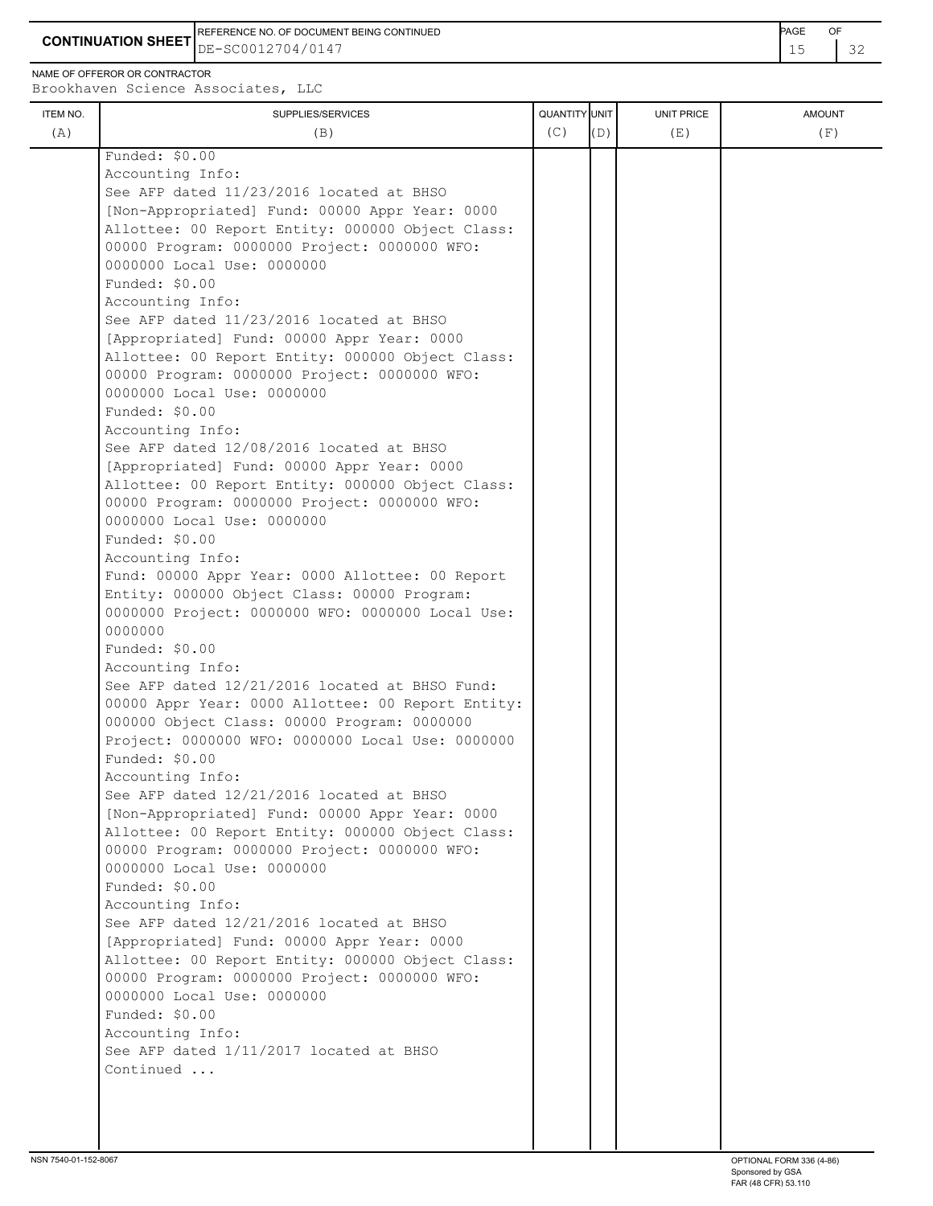**CONTINUATION SHEET**

REFERENCE NO. OF DOCUMENT BEING CONTINUED: DE-SC0012704/0147

NAME OF OFFEROR OR CONTRACTOR: Brookhaven Science Associates, LLC

| ITEM NO. (A) | SUPPLIES/SERVICES (B) | QUANTITY (C) | UNIT (D) | UNIT PRICE (E) | AMOUNT (F) |
|---|---|---|---|---|---|
| | Funded: $0.00<br>Accounting Info:<br>See AFP dated 11/23/2016 located at BHSO [Non-Appropriated] Fund: 00000 Appr Year: 0000 Allottee: 00 Report Entity: 000000 Object Class: 00000 Program: 0000000 Project: 0000000 WFO: 0000000 Local Use: 0000000<br>Funded: $0.00<br>Accounting Info:<br>See AFP dated 11/23/2016 located at BHSO [Appropriated] Fund: 00000 Appr Year: 0000 Allottee: 00 Report Entity: 000000 Object Class: 00000 Program: 0000000 Project: 0000000 WFO: 0000000 Local Use: 0000000<br>Funded: $0.00<br>Accounting Info:<br>See AFP dated 12/08/2016 located at BHSO [Appropriated] Fund: 00000 Appr Year: 0000 Allottee: 00 Report Entity: 000000 Object Class: 00000 Program: 0000000 Project: 0000000 WFO: 0000000 Local Use: 0000000<br>Funded: $0.00<br>Accounting Info:<br>Fund: 00000 Appr Year: 0000 Allottee: 00 Report Entity: 000000 Object Class: 00000 Program: 0000000 Project: 0000000 WFO: 0000000 Local Use: 0000000<br>Funded: $0.00<br>Accounting Info:<br>See AFP dated 12/21/2016 located at BHSO Fund: 00000 Appr Year: 0000 Allottee: 00 Report Entity: 000000 Object Class: 00000 Program: 0000000 Project: 0000000 WFO: 0000000 Local Use: 0000000<br>Funded: $0.00<br>Accounting Info:<br>See AFP dated 12/21/2016 located at BHSO [Non-Appropriated] Fund: 00000 Appr Year: 0000 Allottee: 00 Report Entity: 000000 Object Class: 00000 Program: 0000000 Project: 0000000 WFO: 0000000 Local Use: 0000000<br>Funded: $0.00<br>Accounting Info:<br>See AFP dated 12/21/2016 located at BHSO [Appropriated] Fund: 00000 Appr Year: 0000 Allottee: 00 Report Entity: 000000 Object Class: 00000 Program: 0000000 Project: 0000000 WFO: 0000000 Local Use: 0000000<br>Funded: $0.00<br>Accounting Info:<br>See AFP dated 1/11/2017 located at BHSO<br>Continued ... | | | | |

NSN 7540-01-152-8067 OPTIONAL FORM 336 (4-86) Sponsored by GSA FAR (48 CFR) 53.110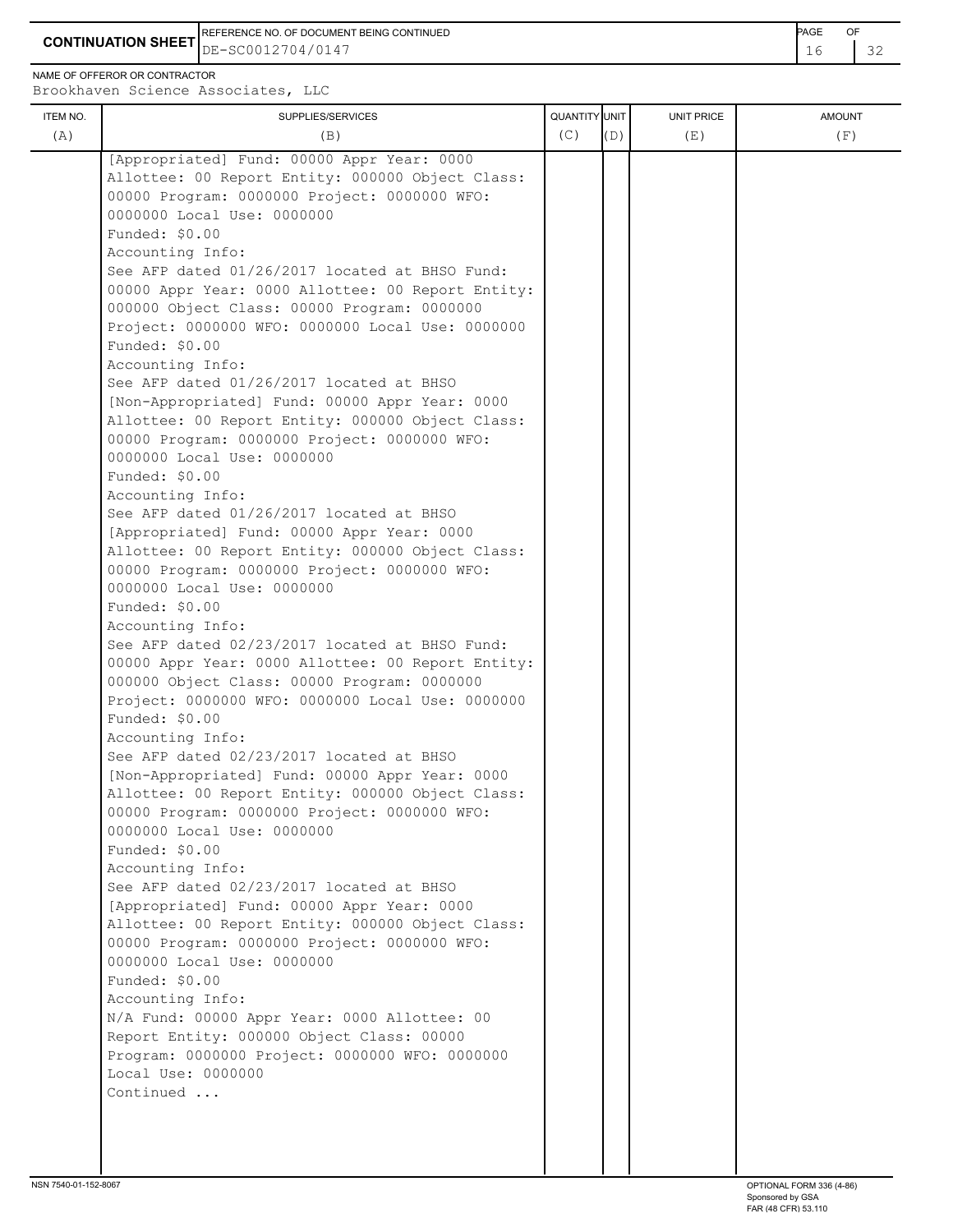**CONTINUATION SHEET**

REFERENCE NO. OF DOCUMENT BEING CONTINUED: DE-SC0012704/0147

NAME OF OFFEROR OR CONTRACTOR: Brookhaven Science Associates, LLC

| ITEM NO. (A) | SUPPLIES/SERVICES (B) | QUANTITY (C) | UNIT (D) | UNIT PRICE (E) | AMOUNT (F) |
|---|---|---|---|---|---|
| | [Appropriated] Fund: 00000 Appr Year: 0000 Allottee: 00 Report Entity: 000000 Object Class: 00000 Program: 0000000 Project: 0000000 WFO: 0000000 Local Use: 0000000<br>Funded: $0.00<br>Accounting Info:<br>See AFP dated 01/26/2017 located at BHSO Fund: 00000 Appr Year: 0000 Allottee: 00 Report Entity: 000000 Object Class: 00000 Program: 0000000 Project: 0000000 WFO: 0000000 Local Use: 0000000<br>Funded: $0.00<br>Accounting Info:<br>See AFP dated 01/26/2017 located at BHSO [Non-Appropriated] Fund: 00000 Appr Year: 0000 Allottee: 00 Report Entity: 000000 Object Class: 00000 Program: 0000000 Project: 0000000 WFO: 0000000 Local Use: 0000000<br>Funded: $0.00<br>Accounting Info:<br>See AFP dated 01/26/2017 located at BHSO [Appropriated] Fund: 00000 Appr Year: 0000 Allottee: 00 Report Entity: 000000 Object Class: 00000 Program: 0000000 Project: 0000000 WFO: 0000000 Local Use: 0000000<br>Funded: $0.00<br>Accounting Info:<br>See AFP dated 02/23/2017 located at BHSO Fund: 00000 Appr Year: 0000 Allottee: 00 Report Entity: 000000 Object Class: 00000 Program: 0000000 Project: 0000000 WFO: 0000000 Local Use: 0000000<br>Funded: $0.00<br>Accounting Info:<br>See AFP dated 02/23/2017 located at BHSO [Non-Appropriated] Fund: 00000 Appr Year: 0000 Allottee: 00 Report Entity: 000000 Object Class: 00000 Program: 0000000 Project: 0000000 WFO: 0000000 Local Use: 0000000<br>Funded: $0.00<br>Accounting Info:<br>See AFP dated 02/23/2017 located at BHSO [Appropriated] Fund: 00000 Appr Year: 0000 Allottee: 00 Report Entity: 000000 Object Class: 00000 Program: 0000000 Project: 0000000 WFO: 0000000 Local Use: 0000000<br>Funded: $0.00<br>Accounting Info:<br>N/A Fund: 00000 Appr Year: 0000 Allottee: 00 Report Entity: 000000 Object Class: 00000 Program: 0000000 Project: 0000000 WFO: 0000000 Local Use: 0000000<br>Continued ... | | | | |

NSN 7540-01-152-8067

OPTIONAL FORM 336 (4-86)
Sponsored by GSA
FAR (48 CFR) 53.110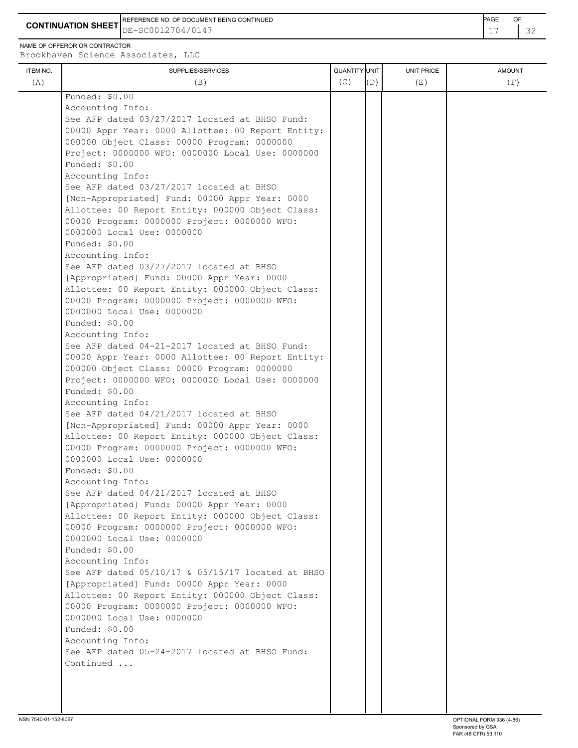**CONTINUATION SHEET**

REFERENCE NO. OF DOCUMENT BEING CONTINUED: DE-SC0012704/0147

NAME OF OFFEROR OR CONTRACTOR: Brookhaven Science Associates, LLC

| ITEM NO. (A) | SUPPLIES/SERVICES (B) | QUANTITY (C) | UNIT (D) | UNIT PRICE (E) | AMOUNT (F) |
|---|---|---|---|---|---|
| | Funded: $0.00<br>Accounting Info:<br>See AFP dated 03/27/2017 located at BHSO Fund: 00000 Appr Year: 0000 Allottee: 00 Report Entity: 000000 Object Class: 00000 Program: 0000000 Project: 0000000 WFO: 0000000 Local Use: 0000000<br>Funded: $0.00<br>Accounting Info:<br>See AFP dated 03/27/2017 located at BHSO [Non-Appropriated] Fund: 00000 Appr Year: 0000 Allottee: 00 Report Entity: 000000 Object Class: 00000 Program: 0000000 Project: 0000000 WFO: 0000000 Local Use: 0000000<br>Funded: $0.00<br>Accounting Info:<br>See AFP dated 03/27/2017 located at BHSO [Appropriated] Fund: 00000 Appr Year: 0000 Allottee: 00 Report Entity: 000000 Object Class: 00000 Program: 0000000 Project: 0000000 WFO: 0000000 Local Use: 0000000<br>Funded: $0.00<br>Accounting Info:<br>See AFP dated 04-21-2017 located at BHSO Fund: 00000 Appr Year: 0000 Allottee: 00 Report Entity: 000000 Object Class: 00000 Program: 0000000 Project: 0000000 WFO: 0000000 Local Use: 0000000<br>Funded: $0.00<br>Accounting Info:<br>See AFP dated 04/21/2017 located at BHSO [Non-Appropriated] Fund: 00000 Appr Year: 0000 Allottee: 00 Report Entity: 000000 Object Class: 00000 Program: 0000000 Project: 0000000 WFO: 0000000 Local Use: 0000000<br>Funded: $0.00<br>Accounting Info:<br>See AFP dated 04/21/2017 located at BHSO [Appropriated] Fund: 00000 Appr Year: 0000 Allottee: 00 Report Entity: 000000 Object Class: 00000 Program: 0000000 Project: 0000000 WFO: 0000000 Local Use: 0000000<br>Funded: $0.00<br>Accounting Info:<br>See AFP dated 05/10/17 & 05/15/17 located at BHSO [Appropriated] Fund: 00000 Appr Year: 0000 Allottee: 00 Report Entity: 000000 Object Class: 00000 Program: 0000000 Project: 0000000 WFO: 0000000 Local Use: 0000000<br>Funded: $0.00<br>Accounting Info:<br>See AFP dated 05-24-2017 located at BHSO Fund:<br>Continued ... | | | | |

NSN 7540-01-152-8067

OPTIONAL FORM 336 (4-86) Sponsored by GSA FAR (48 CFR) 53.110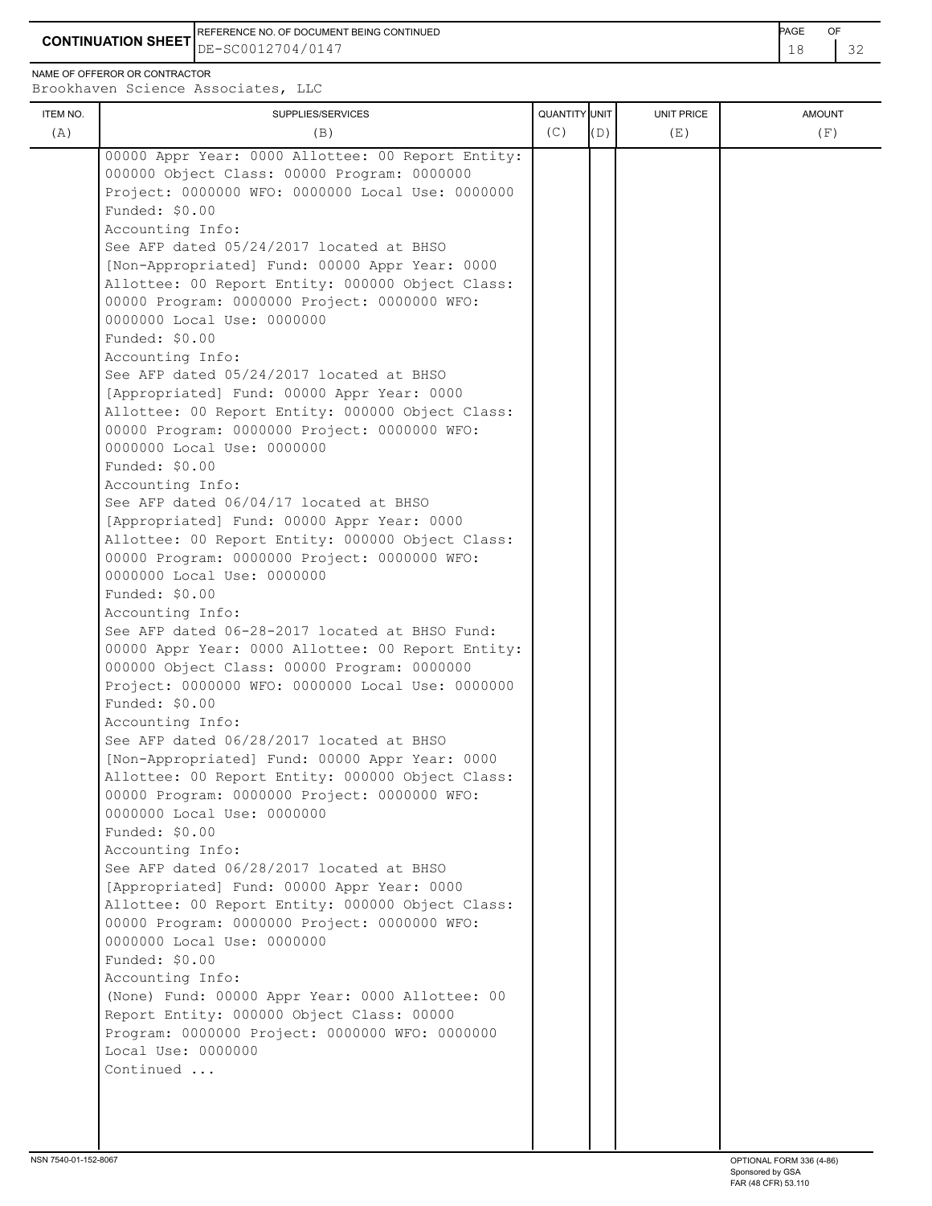**CONTINUATION SHEET**

REFERENCE NO. OF DOCUMENT BEING CONTINUED
DE-SC0012704/0147

NAME OF OFFEROR OR CONTRACTOR
Brookhaven Science Associates, LLC

| ITEM NO. (A) | SUPPLIES/SERVICES (B) | QUANTITY (C) | UNIT (D) | UNIT PRICE (E) | AMOUNT (F) |
|---|---|---|---|---|---|
| | 00000 Appr Year: 0000 Allottee: 00 Report Entity: 000000 Object Class: 00000 Program: 0000000 Project: 0000000 WFO: 0000000 Local Use: 0000000<br>Funded: $0.00<br>Accounting Info:<br>See AFP dated 05/24/2017 located at BHSO [Non-Appropriated] Fund: 00000 Appr Year: 0000 Allottee: 00 Report Entity: 000000 Object Class: 00000 Program: 0000000 Project: 0000000 WFO: 0000000 Local Use: 0000000<br>Funded: $0.00<br>Accounting Info:<br>See AFP dated 05/24/2017 located at BHSO [Appropriated] Fund: 00000 Appr Year: 0000 Allottee: 00 Report Entity: 000000 Object Class: 00000 Program: 0000000 Project: 0000000 WFO: 0000000 Local Use: 0000000<br>Funded: $0.00<br>Accounting Info:<br>See AFP dated 06/04/17 located at BHSO [Appropriated] Fund: 00000 Appr Year: 0000 Allottee: 00 Report Entity: 000000 Object Class: 00000 Program: 0000000 Project: 0000000 WFO: 0000000 Local Use: 0000000<br>Funded: $0.00<br>Accounting Info:<br>See AFP dated 06-28-2017 located at BHSO Fund: 00000 Appr Year: 0000 Allottee: 00 Report Entity: 000000 Object Class: 00000 Program: 0000000 Project: 0000000 WFO: 0000000 Local Use: 0000000<br>Funded: $0.00<br>Accounting Info:<br>See AFP dated 06/28/2017 located at BHSO [Non-Appropriated] Fund: 00000 Appr Year: 0000 Allottee: 00 Report Entity: 000000 Object Class: 00000 Program: 0000000 Project: 0000000 WFO: 0000000 Local Use: 0000000<br>Funded: $0.00<br>Accounting Info:<br>See AFP dated 06/28/2017 located at BHSO [Appropriated] Fund: 00000 Appr Year: 0000 Allottee: 00 Report Entity: 000000 Object Class: 00000 Program: 0000000 Project: 0000000 WFO: 0000000 Local Use: 0000000<br>Funded: $0.00<br>Accounting Info:<br>(None) Fund: 00000 Appr Year: 0000 Allottee: 00 Report Entity: 000000 Object Class: 00000 Program: 0000000 Project: 0000000 WFO: 0000000 Local Use: 0000000<br>Continued ... | | | | |

NSN 7540-01-152-8067

OPTIONAL FORM 336 (4-86)
Sponsored by GSA
FAR (48 CFR) 53.110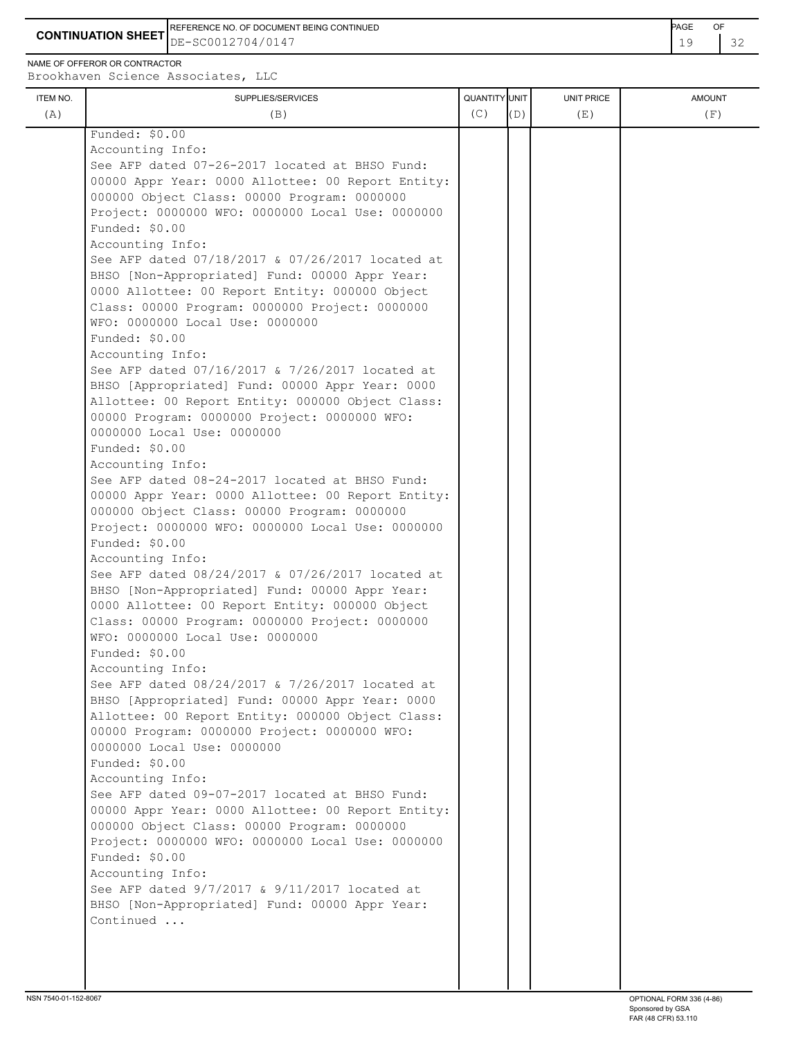**CONTINUATION SHEET**

REFERENCE NO. OF DOCUMENT BEING CONTINUED: DE-SC0012704/0147

NAME OF OFFEROR OR CONTRACTOR: Brookhaven Science Associates, LLC

| ITEM NO. (A) | SUPPLIES/SERVICES (B) | QUANTITY (C) | UNIT (D) | UNIT PRICE (E) | AMOUNT (F) |
|---|---|---|---|---|---|
| | Funded: $0.00<br>Accounting Info:<br>See AFP dated 07-26-2017 located at BHSO Fund: 00000 Appr Year: 0000 Allottee: 00 Report Entity: 000000 Object Class: 00000 Program: 0000000 Project: 0000000 WFO: 0000000 Local Use: 0000000<br>Funded: $0.00<br>Accounting Info:<br>See AFP dated 07/18/2017 & 07/26/2017 located at BHSO [Non-Appropriated] Fund: 00000 Appr Year: 0000 Allottee: 00 Report Entity: 000000 Object Class: 00000 Program: 0000000 Project: 0000000 WFO: 0000000 Local Use: 0000000<br>Funded: $0.00<br>Accounting Info:<br>See AFP dated 07/16/2017 & 7/26/2017 located at BHSO [Appropriated] Fund: 00000 Appr Year: 0000 Allottee: 00 Report Entity: 000000 Object Class: 00000 Program: 0000000 Project: 0000000 WFO: 0000000 Local Use: 0000000<br>Funded: $0.00<br>Accounting Info:<br>See AFP dated 08-24-2017 located at BHSO Fund: 00000 Appr Year: 0000 Allottee: 00 Report Entity: 000000 Object Class: 00000 Program: 0000000 Project: 0000000 WFO: 0000000 Local Use: 0000000<br>Funded: $0.00<br>Accounting Info:<br>See AFP dated 08/24/2017 & 07/26/2017 located at BHSO [Non-Appropriated] Fund: 00000 Appr Year: 0000 Allottee: 00 Report Entity: 000000 Object Class: 00000 Program: 0000000 Project: 0000000 WFO: 0000000 Local Use: 0000000<br>Funded: $0.00<br>Accounting Info:<br>See AFP dated 08/24/2017 & 7/26/2017 located at BHSO [Appropriated] Fund: 00000 Appr Year: 0000 Allottee: 00 Report Entity: 000000 Object Class: 00000 Program: 0000000 Project: 0000000 WFO: 0000000 Local Use: 0000000<br>Funded: $0.00<br>Accounting Info:<br>See AFP dated 09-07-2017 located at BHSO Fund: 00000 Appr Year: 0000 Allottee: 00 Report Entity: 000000 Object Class: 00000 Program: 0000000 Project: 0000000 WFO: 0000000 Local Use: 0000000<br>Funded: $0.00<br>Accounting Info:<br>See AFP dated 9/7/2017 & 9/11/2017 located at BHSO [Non-Appropriated] Fund: 00000 Appr Year:<br>Continued ... | | | | |

NSN 7540-01-152-8067

OPTIONAL FORM 336 (4-86)
Sponsored by GSA
FAR (48 CFR) 53.110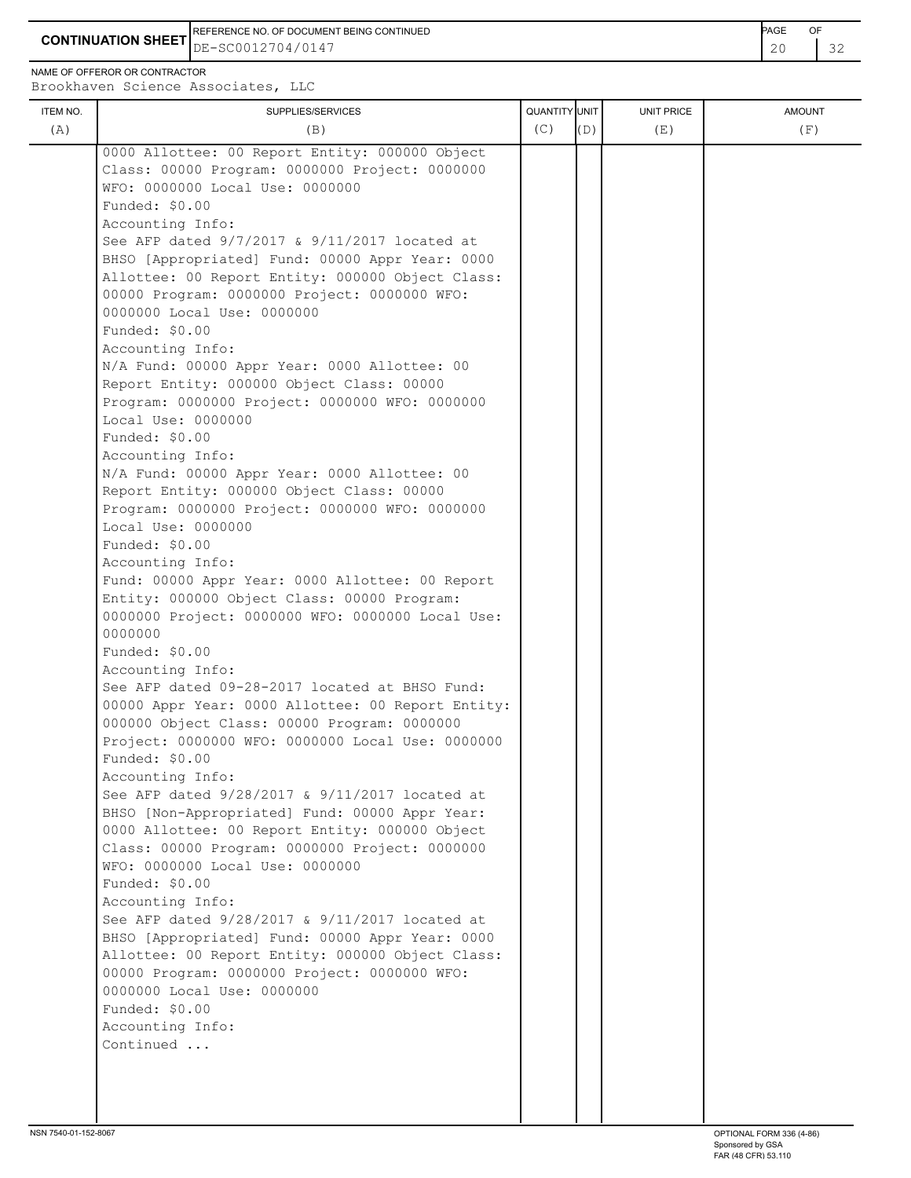**CONTINUATION SHEET**

REFERENCE NO. OF DOCUMENT BEING CONTINUED: DE-SC0012704/0147

NAME OF OFFEROR OR CONTRACTOR: Brookhaven Science Associates, LLC

| ITEM NO. (A) | SUPPLIES/SERVICES (B) | QUANTITY (C) | UNIT (D) | UNIT PRICE (E) | AMOUNT (F) |
|---|---|---|---|---|---|
| | 0000 Allottee: 00 Report Entity: 000000 Object Class: 00000 Program: 0000000 Project: 0000000 WFO: 0000000 Local Use: 0000000<br>Funded: $0.00<br>Accounting Info:<br>See AFP dated 9/7/2017 & 9/11/2017 located at BHSO [Appropriated] Fund: 00000 Appr Year: 0000 Allottee: 00 Report Entity: 000000 Object Class: 00000 Program: 0000000 Project: 0000000 WFO: 0000000 Local Use: 0000000<br>Funded: $0.00<br>Accounting Info:<br>N/A Fund: 00000 Appr Year: 0000 Allottee: 00 Report Entity: 000000 Object Class: 00000 Program: 0000000 Project: 0000000 WFO: 0000000 Local Use: 0000000<br>Funded: $0.00<br>Accounting Info:<br>N/A Fund: 00000 Appr Year: 0000 Allottee: 00 Report Entity: 000000 Object Class: 00000 Program: 0000000 Project: 0000000 WFO: 0000000 Local Use: 0000000<br>Funded: $0.00<br>Accounting Info:<br>Fund: 00000 Appr Year: 0000 Allottee: 00 Report Entity: 000000 Object Class: 00000 Program: 0000000 Project: 0000000 WFO: 0000000 Local Use: 0000000<br>Funded: $0.00<br>Accounting Info:<br>See AFP dated 09-28-2017 located at BHSO Fund: 00000 Appr Year: 0000 Allottee: 00 Report Entity: 000000 Object Class: 00000 Program: 0000000 Project: 0000000 WFO: 0000000 Local Use: 0000000<br>Funded: $0.00<br>Accounting Info:<br>See AFP dated 9/28/2017 & 9/11/2017 located at BHSO [Non-Appropriated] Fund: 00000 Appr Year: 0000 Allottee: 00 Report Entity: 000000 Object Class: 00000 Program: 0000000 Project: 0000000 WFO: 0000000 Local Use: 0000000<br>Funded: $0.00<br>Accounting Info:<br>See AFP dated 9/28/2017 & 9/11/2017 located at BHSO [Appropriated] Fund: 00000 Appr Year: 0000 Allottee: 00 Report Entity: 000000 Object Class: 00000 Program: 0000000 Project: 0000000 WFO: 0000000 Local Use: 0000000<br>Funded: $0.00<br>Accounting Info:<br>Continued ... | | | | |

NSN 7540-01-152-8067

OPTIONAL FORM 336 (4-86)
Sponsored by GSA
FAR (48 CFR) 53.110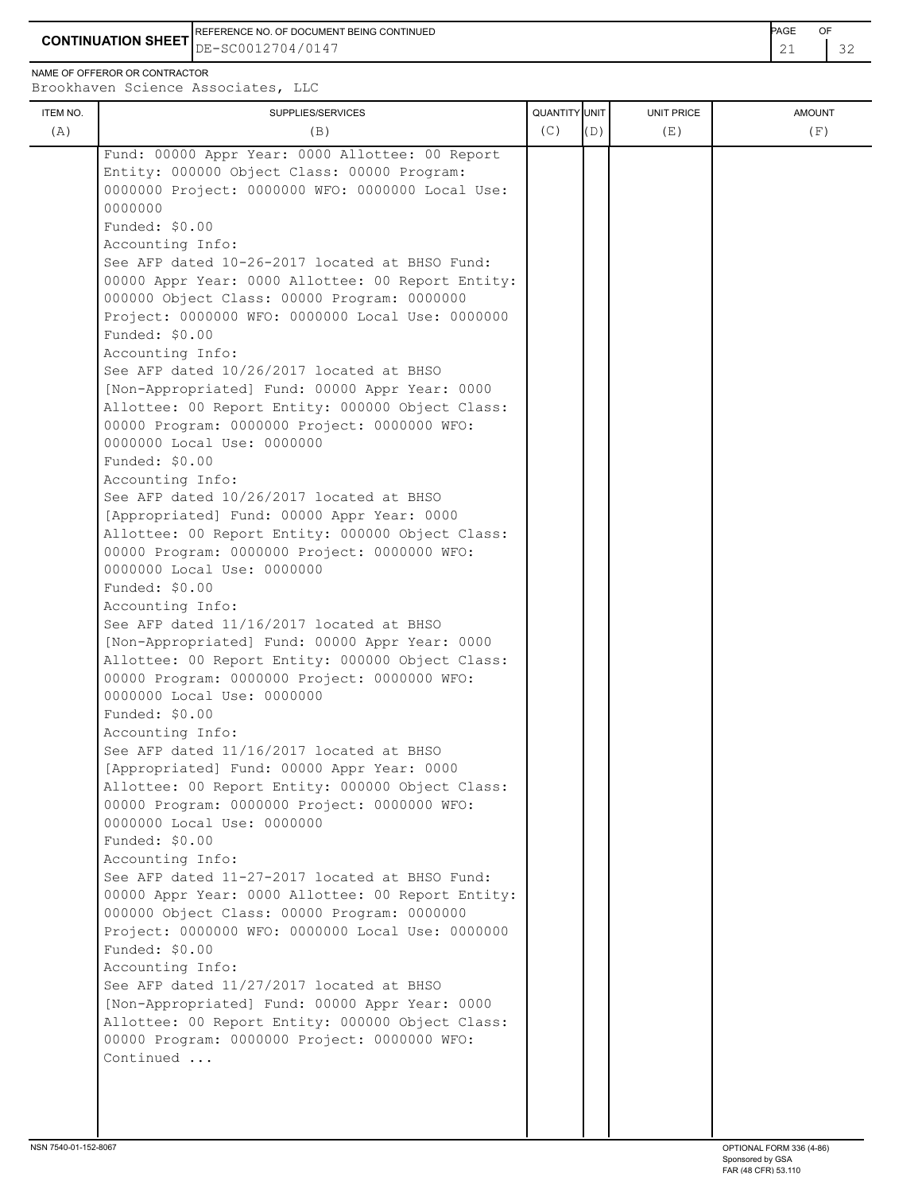**CONTINUATION SHEET**

REFERENCE NO. OF DOCUMENT BEING CONTINUED: DE-SC0012704/0147

NAME OF OFFEROR OR CONTRACTOR: Brookhaven Science Associates, LLC

| ITEM NO. (A) | SUPPLIES/SERVICES (B) | QUANTITY (C) | UNIT (D) | UNIT PRICE (E) | AMOUNT (F) |
|---|---|---|---|---|---|
| | Fund: 00000 Appr Year: 0000 Allottee: 00 Report Entity: 000000 Object Class: 00000 Program: 0000000 Project: 0000000 WFO: 0000000 Local Use: 0000000<br>Funded: $0.00<br>Accounting Info:<br>See AFP dated 10-26-2017 located at BHSO Fund: 00000 Appr Year: 0000 Allottee: 00 Report Entity: 000000 Object Class: 00000 Program: 0000000 Project: 0000000 WFO: 0000000 Local Use: 0000000<br>Funded: $0.00<br>Accounting Info:<br>See AFP dated 10/26/2017 located at BHSO [Non-Appropriated] Fund: 00000 Appr Year: 0000 Allottee: 00 Report Entity: 000000 Object Class: 00000 Program: 0000000 Project: 0000000 WFO: 0000000 Local Use: 0000000<br>Funded: $0.00<br>Accounting Info:<br>See AFP dated 10/26/2017 located at BHSO [Appropriated] Fund: 00000 Appr Year: 0000 Allottee: 00 Report Entity: 000000 Object Class: 00000 Program: 0000000 Project: 0000000 WFO: 0000000 Local Use: 0000000<br>Funded: $0.00<br>Accounting Info:<br>See AFP dated 11/16/2017 located at BHSO [Non-Appropriated] Fund: 00000 Appr Year: 0000 Allottee: 00 Report Entity: 000000 Object Class: 00000 Program: 0000000 Project: 0000000 WFO: 0000000 Local Use: 0000000<br>Funded: $0.00<br>Accounting Info:<br>See AFP dated 11/16/2017 located at BHSO [Appropriated] Fund: 00000 Appr Year: 0000 Allottee: 00 Report Entity: 000000 Object Class: 00000 Program: 0000000 Project: 0000000 WFO: 0000000 Local Use: 0000000<br>Funded: $0.00<br>Accounting Info:<br>See AFP dated 11-27-2017 located at BHSO Fund: 00000 Appr Year: 0000 Allottee: 00 Report Entity: 000000 Object Class: 00000 Program: 0000000 Project: 0000000 WFO: 0000000 Local Use: 0000000<br>Funded: $0.00<br>Accounting Info:<br>See AFP dated 11/27/2017 located at BHSO [Non-Appropriated] Fund: 00000 Appr Year: 0000 Allottee: 00 Report Entity: 000000 Object Class: 00000 Program: 0000000 Project: 0000000 WFO:<br>Continued ... | | | | |

NSN 7540-01-152-8067

OPTIONAL FORM 336 (4-86)
Sponsored by GSA
FAR (48 CFR) 53.110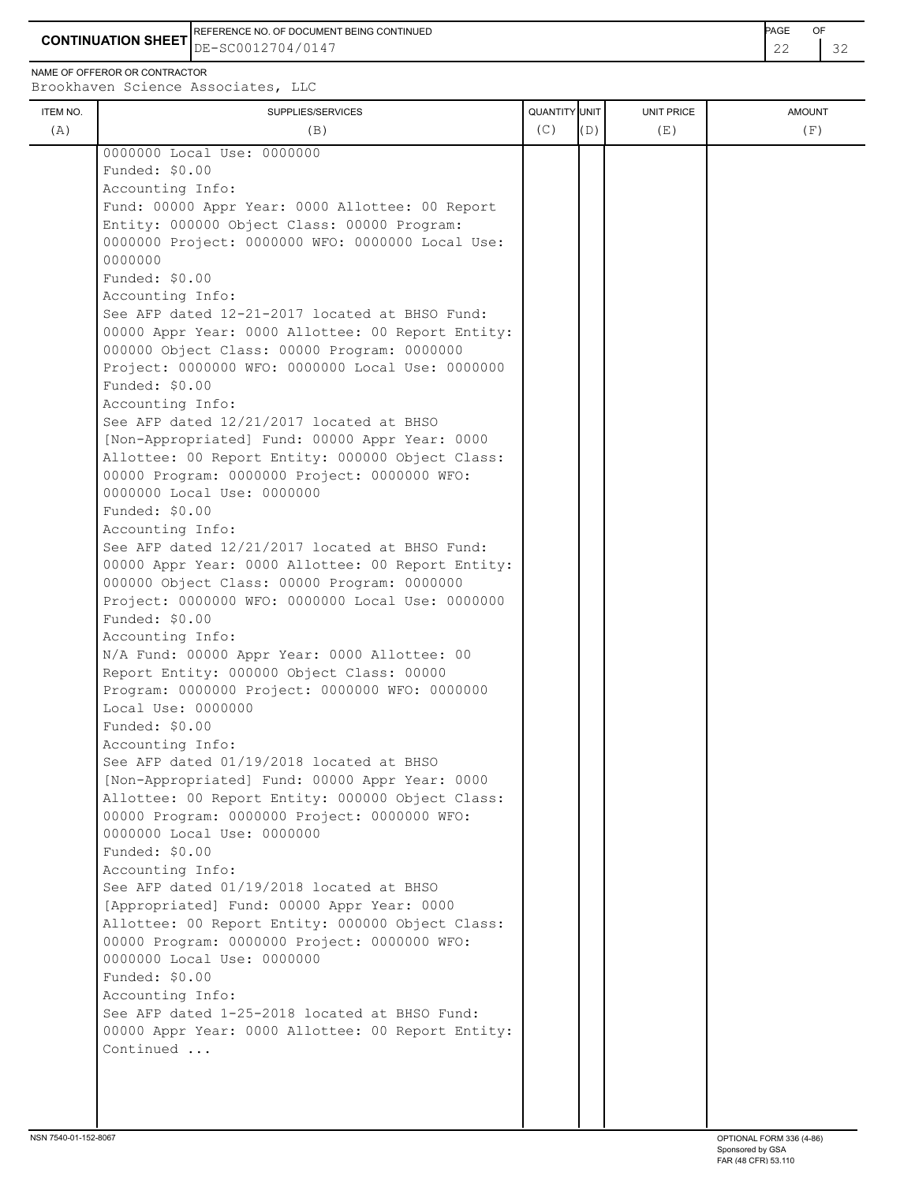**CONTINUATION SHEET** | REFERENCE NO. OF DOCUMENT BEING CONTINUED: DE-SC0012704/0147

NAME OF OFFEROR OR CONTRACTOR
Brookhaven Science Associates, LLC

| ITEM NO. (A) | SUPPLIES/SERVICES (B) | QUANTITY (C) | UNIT (D) | UNIT PRICE (E) | AMOUNT (F) |
|---|---|---|---|---|---|
| | 0000000 Local Use: 0000000<br>Funded: $0.00<br>Accounting Info:<br>Fund: 00000 Appr Year: 0000 Allottee: 00 Report Entity: 000000 Object Class: 00000 Program: 0000000 Project: 0000000 WFO: 0000000 Local Use: 0000000<br>Funded: $0.00<br>Accounting Info:<br>See AFP dated 12-21-2017 located at BHSO Fund: 00000 Appr Year: 0000 Allottee: 00 Report Entity: 000000 Object Class: 00000 Program: 0000000 Project: 0000000 WFO: 0000000 Local Use: 0000000<br>Funded: $0.00<br>Accounting Info:<br>See AFP dated 12/21/2017 located at BHSO [Non-Appropriated] Fund: 00000 Appr Year: 0000 Allottee: 00 Report Entity: 000000 Object Class: 00000 Program: 0000000 Project: 0000000 WFO: 0000000 Local Use: 0000000<br>Funded: $0.00<br>Accounting Info:<br>See AFP dated 12/21/2017 located at BHSO Fund: 00000 Appr Year: 0000 Allottee: 00 Report Entity: 000000 Object Class: 00000 Program: 0000000 Project: 0000000 WFO: 0000000 Local Use: 0000000<br>Funded: $0.00<br>Accounting Info:<br>N/A Fund: 00000 Appr Year: 0000 Allottee: 00 Report Entity: 000000 Object Class: 00000 Program: 0000000 Project: 0000000 WFO: 0000000 Local Use: 0000000<br>Funded: $0.00<br>Accounting Info:<br>See AFP dated 01/19/2018 located at BHSO [Non-Appropriated] Fund: 00000 Appr Year: 0000 Allottee: 00 Report Entity: 000000 Object Class: 00000 Program: 0000000 Project: 0000000 WFO: 0000000 Local Use: 0000000<br>Funded: $0.00<br>Accounting Info:<br>See AFP dated 01/19/2018 located at BHSO [Appropriated] Fund: 00000 Appr Year: 0000 Allottee: 00 Report Entity: 000000 Object Class: 00000 Program: 0000000 Project: 0000000 WFO: 0000000 Local Use: 0000000<br>Funded: $0.00<br>Accounting Info:<br>See AFP dated 1-25-2018 located at BHSO Fund: 00000 Appr Year: 0000 Allottee: 00 Report Entity:<br>Continued ... | | | | |

NSN 7540-01-152-8067

OPTIONAL FORM 336 (4-86)
Sponsored by GSA
FAR (48 CFR) 53.110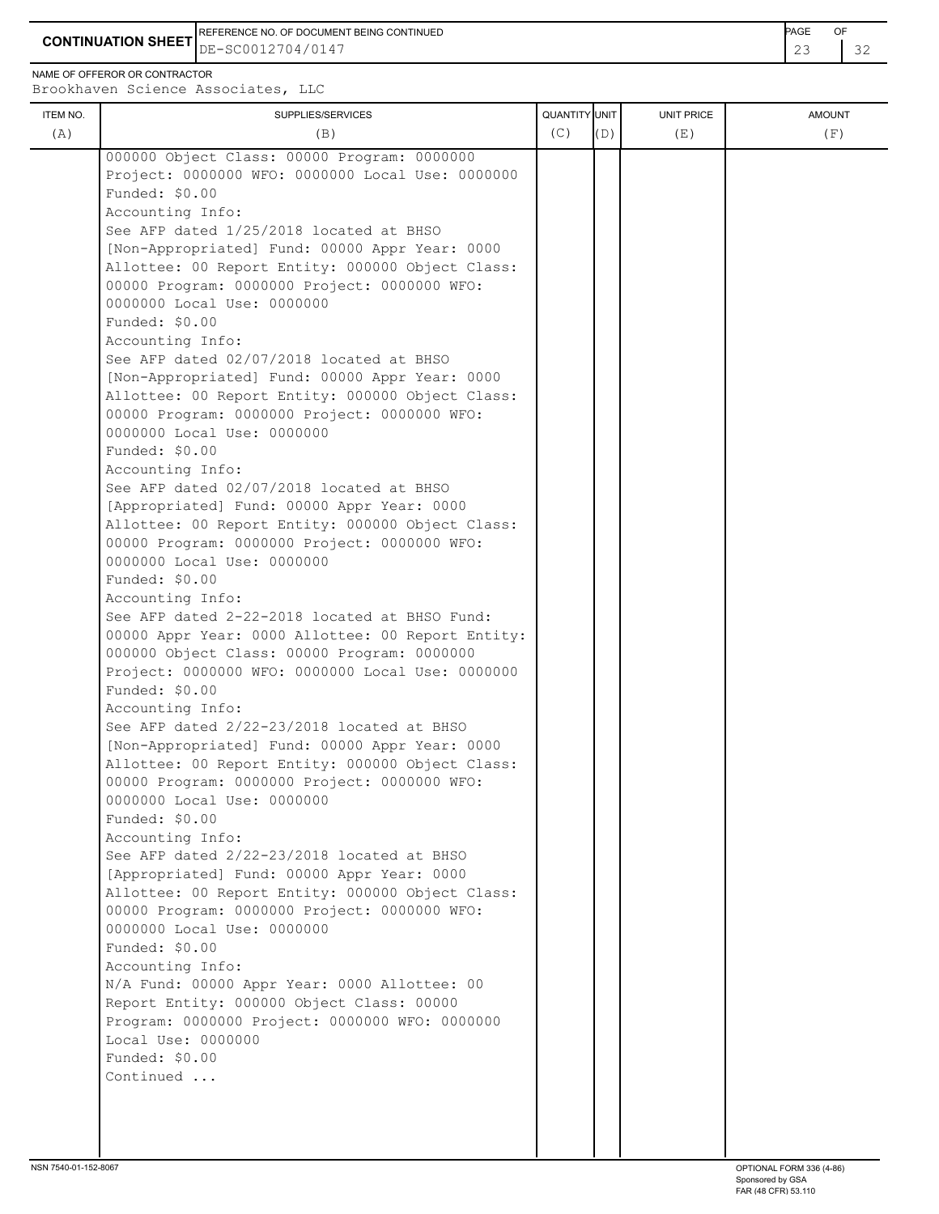**CONTINUATION SHEET**

REFERENCE NO. OF DOCUMENT BEING CONTINUED: DE-SC0012704/0147

NAME OF OFFEROR OR CONTRACTOR: Brookhaven Science Associates, LLC

| ITEM NO. (A) | SUPPLIES/SERVICES (B) | QUANTITY (C) | UNIT (D) | UNIT PRICE (E) | AMOUNT (F) |
|---|---|---|---|---|---|
| | 000000 Object Class: 00000 Program: 0000000 Project: 0000000 WFO: 0000000 Local Use: 0000000<br>Funded: $0.00<br>Accounting Info:<br>See AFP dated 1/25/2018 located at BHSO [Non-Appropriated] Fund: 00000 Appr Year: 0000 Allottee: 00 Report Entity: 000000 Object Class: 00000 Program: 0000000 Project: 0000000 WFO: 0000000 Local Use: 0000000<br>Funded: $0.00<br>Accounting Info:<br>See AFP dated 02/07/2018 located at BHSO [Non-Appropriated] Fund: 00000 Appr Year: 0000 Allottee: 00 Report Entity: 000000 Object Class: 00000 Program: 0000000 Project: 0000000 WFO: 0000000 Local Use: 0000000<br>Funded: $0.00<br>Accounting Info:<br>See AFP dated 02/07/2018 located at BHSO [Appropriated] Fund: 00000 Appr Year: 0000 Allottee: 00 Report Entity: 000000 Object Class: 00000 Program: 0000000 Project: 0000000 WFO: 0000000 Local Use: 0000000<br>Funded: $0.00<br>Accounting Info:<br>See AFP dated 2-22-2018 located at BHSO Fund: 00000 Appr Year: 0000 Allottee: 00 Report Entity: 000000 Object Class: 00000 Program: 0000000 Project: 0000000 WFO: 0000000 Local Use: 0000000<br>Funded: $0.00<br>Accounting Info:<br>See AFP dated 2/22-23/2018 located at BHSO [Non-Appropriated] Fund: 00000 Appr Year: 0000 Allottee: 00 Report Entity: 000000 Object Class: 00000 Program: 0000000 Project: 0000000 WFO: 0000000 Local Use: 0000000<br>Funded: $0.00<br>Accounting Info:<br>See AFP dated 2/22-23/2018 located at BHSO [Appropriated] Fund: 00000 Appr Year: 0000 Allottee: 00 Report Entity: 000000 Object Class: 00000 Program: 0000000 Project: 0000000 WFO: 0000000 Local Use: 0000000<br>Funded: $0.00<br>Accounting Info:<br>N/A Fund: 00000 Appr Year: 0000 Allottee: 00 Report Entity: 000000 Object Class: 00000 Program: 0000000 Project: 0000000 WFO: 0000000 Local Use: 0000000<br>Funded: $0.00<br>Continued ... | | | | |

NSN 7540-01-152-8067

OPTIONAL FORM 336 (4-86)
Sponsored by GSA
FAR (48 CFR) 53.110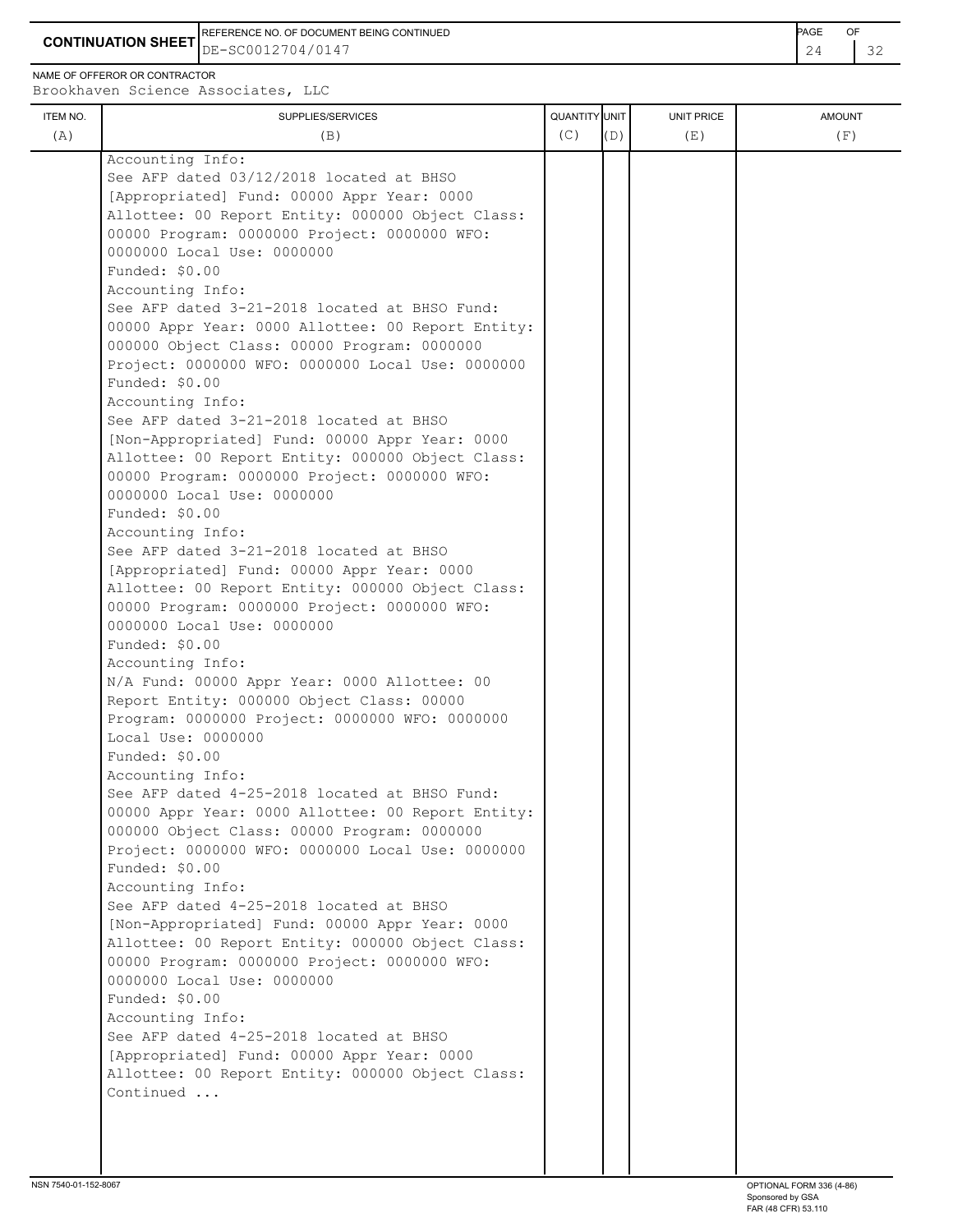**CONTINUATION SHEET**

REFERENCE NO. OF DOCUMENT BEING CONTINUED: DE-SC0012704/0147

NAME OF OFFEROR OR CONTRACTOR: Brookhaven Science Associates, LLC

| ITEM NO. (A) | SUPPLIES/SERVICES (B) | QUANTITY (C) | UNIT (D) | UNIT PRICE (E) | AMOUNT (F) |
|---|---|---|---|---|---|
| | Accounting Info:<br>See AFP dated 03/12/2018 located at BHSO [Appropriated] Fund: 00000 Appr Year: 0000 Allottee: 00 Report Entity: 000000 Object Class: 00000 Program: 0000000 Project: 0000000 WFO: 0000000 Local Use: 0000000<br>Funded: $0.00<br>Accounting Info:<br>See AFP dated 3-21-2018 located at BHSO Fund: 00000 Appr Year: 0000 Allottee: 00 Report Entity: 000000 Object Class: 00000 Program: 0000000 Project: 0000000 WFO: 0000000 Local Use: 0000000<br>Funded: $0.00<br>Accounting Info:<br>See AFP dated 3-21-2018 located at BHSO [Non-Appropriated] Fund: 00000 Appr Year: 0000 Allottee: 00 Report Entity: 000000 Object Class: 00000 Program: 0000000 Project: 0000000 WFO: 0000000 Local Use: 0000000<br>Funded: $0.00<br>Accounting Info:<br>See AFP dated 3-21-2018 located at BHSO [Appropriated] Fund: 00000 Appr Year: 0000 Allottee: 00 Report Entity: 000000 Object Class: 00000 Program: 0000000 Project: 0000000 WFO: 0000000 Local Use: 0000000<br>Funded: $0.00<br>Accounting Info:<br>N/A Fund: 00000 Appr Year: 0000 Allottee: 00 Report Entity: 000000 Object Class: 00000 Program: 0000000 Project: 0000000 WFO: 0000000 Local Use: 0000000<br>Funded: $0.00<br>Accounting Info:<br>See AFP dated 4-25-2018 located at BHSO Fund: 00000 Appr Year: 0000 Allottee: 00 Report Entity: 000000 Object Class: 00000 Program: 0000000 Project: 0000000 WFO: 0000000 Local Use: 0000000<br>Funded: $0.00<br>Accounting Info:<br>See AFP dated 4-25-2018 located at BHSO [Non-Appropriated] Fund: 00000 Appr Year: 0000 Allottee: 00 Report Entity: 000000 Object Class: 00000 Program: 0000000 Project: 0000000 WFO: 0000000 Local Use: 0000000<br>Funded: $0.00<br>Accounting Info:<br>See AFP dated 4-25-2018 located at BHSO [Appropriated] Fund: 00000 Appr Year: 0000 Allottee: 00 Report Entity: 000000 Object Class:<br>Continued ... | | | | |

NSN 7540-01-152-8067

OPTIONAL FORM 336 (4-86)
Sponsored by GSA
FAR (48 CFR) 53.110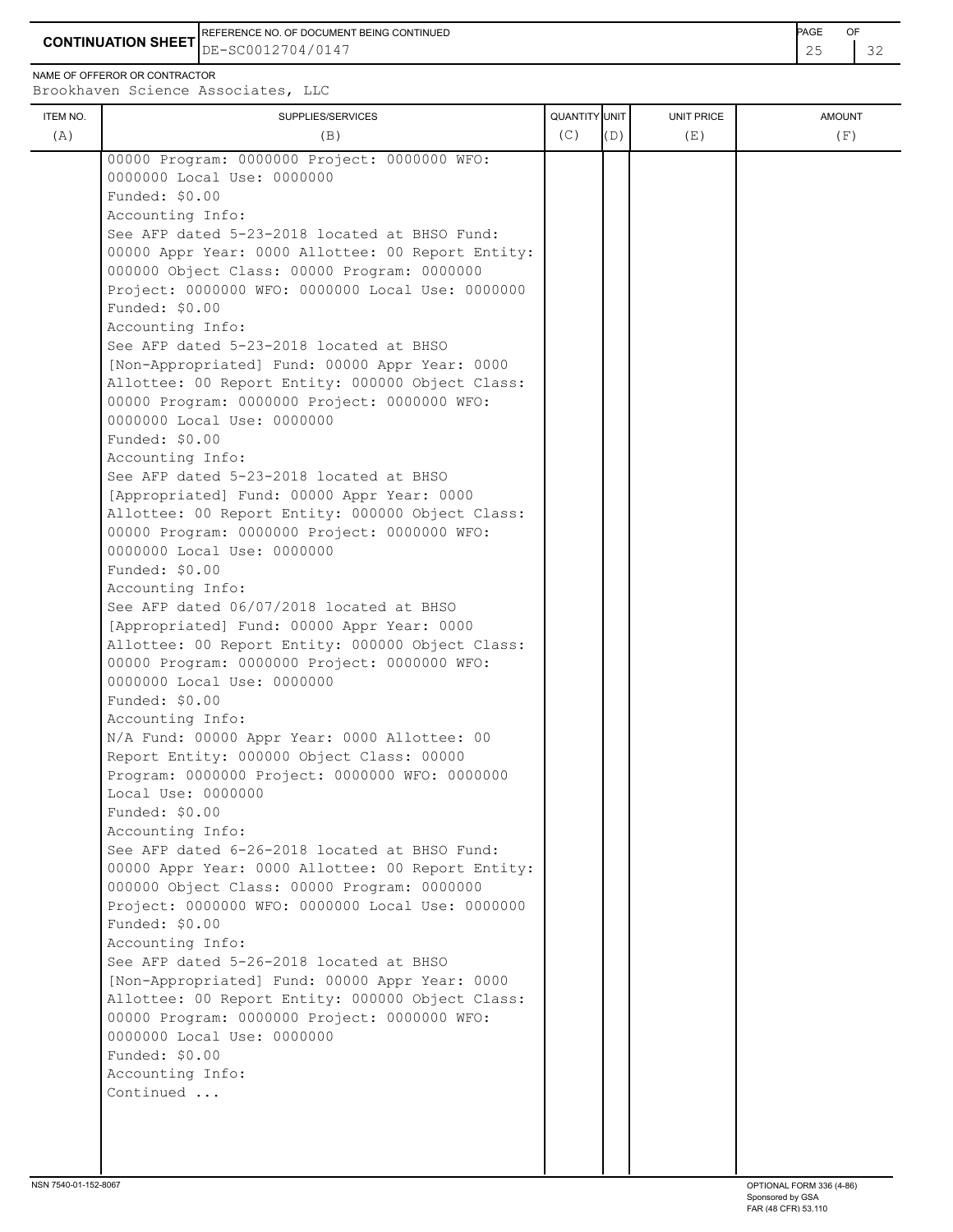**CONTINUATION SHEET**

REFERENCE NO. OF DOCUMENT BEING CONTINUED: DE-SC0012704/0147

NAME OF OFFEROR OR CONTRACTOR: Brookhaven Science Associates, LLC

| ITEM NO. (A) | SUPPLIES/SERVICES (B) | QUANTITY (C) | UNIT (D) | UNIT PRICE (E) | AMOUNT (F) |
|---|---|---|---|---|---|
| | 00000 Program: 0000000 Project: 0000000 WFO: 0000000 Local Use: 0000000<br>Funded: $0.00<br>Accounting Info:<br>See AFP dated 5-23-2018 located at BHSO Fund: 00000 Appr Year: 0000 Allottee: 00 Report Entity: 000000 Object Class: 00000 Program: 0000000 Project: 0000000 WFO: 0000000 Local Use: 0000000<br>Funded: $0.00<br>Accounting Info:<br>See AFP dated 5-23-2018 located at BHSO [Non-Appropriated] Fund: 00000 Appr Year: 0000 Allottee: 00 Report Entity: 000000 Object Class: 00000 Program: 0000000 Project: 0000000 WFO: 0000000 Local Use: 0000000<br>Funded: $0.00<br>Accounting Info:<br>See AFP dated 5-23-2018 located at BHSO [Appropriated] Fund: 00000 Appr Year: 0000 Allottee: 00 Report Entity: 000000 Object Class: 00000 Program: 0000000 Project: 0000000 WFO: 0000000 Local Use: 0000000<br>Funded: $0.00<br>Accounting Info:<br>See AFP dated 06/07/2018 located at BHSO [Appropriated] Fund: 00000 Appr Year: 0000 Allottee: 00 Report Entity: 000000 Object Class: 00000 Program: 0000000 Project: 0000000 WFO: 0000000 Local Use: 0000000<br>Funded: $0.00<br>Accounting Info:<br>N/A Fund: 00000 Appr Year: 0000 Allottee: 00 Report Entity: 000000 Object Class: 00000 Program: 0000000 Project: 0000000 WFO: 0000000 Local Use: 0000000<br>Funded: $0.00<br>Accounting Info:<br>See AFP dated 6-26-2018 located at BHSO Fund: 00000 Appr Year: 0000 Allottee: 00 Report Entity: 000000 Object Class: 00000 Program: 0000000 Project: 0000000 WFO: 0000000 Local Use: 0000000<br>Funded: $0.00<br>Accounting Info:<br>See AFP dated 5-26-2018 located at BHSO [Non-Appropriated] Fund: 00000 Appr Year: 0000 Allottee: 00 Report Entity: 000000 Object Class: 00000 Program: 0000000 Project: 0000000 WFO: 0000000 Local Use: 0000000<br>Funded: $0.00<br>Accounting Info:<br>Continued ... | | | | |

NSN 7540-01-152-8067

OPTIONAL FORM 336 (4-86)
Sponsored by GSA
FAR (48 CFR) 53.110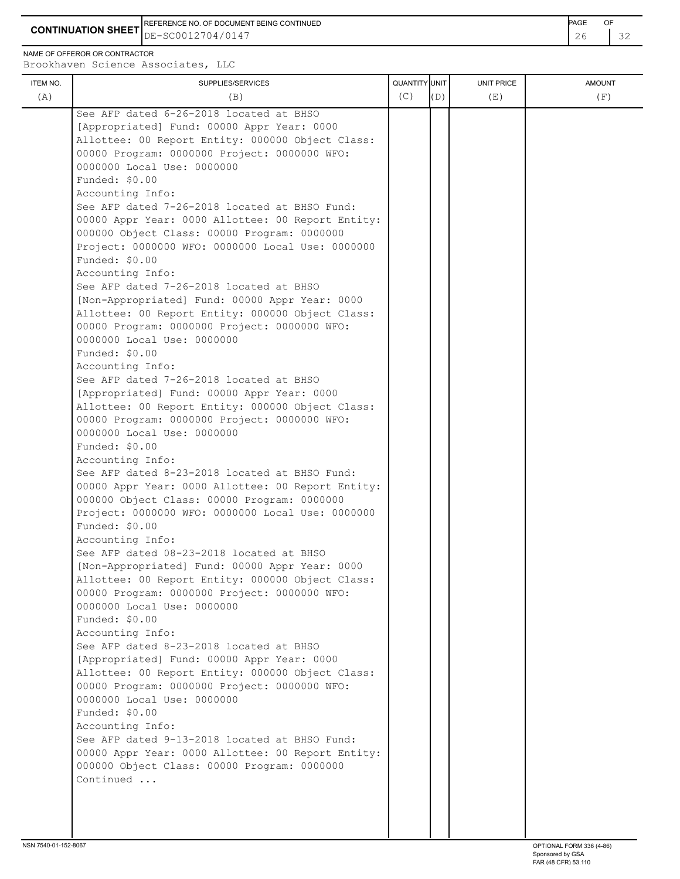**CONTINUATION SHEET**

REFERENCE NO. OF DOCUMENT BEING CONTINUED: DE-SC0012704/0147

NAME OF OFFEROR OR CONTRACTOR: Brookhaven Science Associates, LLC

| ITEM NO. (A) | SUPPLIES/SERVICES (B) | QUANTITY (C) | UNIT (D) | UNIT PRICE (E) | AMOUNT (F) |
|---|---|---|---|---|---|
| | See AFP dated 6-26-2018 located at BHSO [Appropriated] Fund: 00000 Appr Year: 0000 Allottee: 00 Report Entity: 000000 Object Class: 00000 Program: 0000000 Project: 0000000 WFO: 0000000 Local Use: 0000000<br>Funded: $0.00<br>Accounting Info:<br>See AFP dated 7-26-2018 located at BHSO Fund: 00000 Appr Year: 0000 Allottee: 00 Report Entity: 000000 Object Class: 00000 Program: 0000000 Project: 0000000 WFO: 0000000 Local Use: 0000000<br>Funded: $0.00<br>Accounting Info:<br>See AFP dated 7-26-2018 located at BHSO [Non-Appropriated] Fund: 00000 Appr Year: 0000 Allottee: 00 Report Entity: 000000 Object Class: 00000 Program: 0000000 Project: 0000000 WFO: 0000000 Local Use: 0000000<br>Funded: $0.00<br>Accounting Info:<br>See AFP dated 7-26-2018 located at BHSO [Appropriated] Fund: 00000 Appr Year: 0000 Allottee: 00 Report Entity: 000000 Object Class: 00000 Program: 0000000 Project: 0000000 WFO: 0000000 Local Use: 0000000<br>Funded: $0.00<br>Accounting Info:<br>See AFP dated 8-23-2018 located at BHSO Fund: 00000 Appr Year: 0000 Allottee: 00 Report Entity: 000000 Object Class: 00000 Program: 0000000 Project: 0000000 WFO: 0000000 Local Use: 0000000<br>Funded: $0.00<br>Accounting Info:<br>See AFP dated 08-23-2018 located at BHSO [Non-Appropriated] Fund: 00000 Appr Year: 0000 Allottee: 00 Report Entity: 000000 Object Class: 00000 Program: 0000000 Project: 0000000 WFO: 0000000 Local Use: 0000000<br>Funded: $0.00<br>Accounting Info:<br>See AFP dated 8-23-2018 located at BHSO [Appropriated] Fund: 00000 Appr Year: 0000 Allottee: 00 Report Entity: 000000 Object Class: 00000 Program: 0000000 Project: 0000000 WFO: 0000000 Local Use: 0000000<br>Funded: $0.00<br>Accounting Info:<br>See AFP dated 9-13-2018 located at BHSO Fund: 00000 Appr Year: 0000 Allottee: 00 Report Entity: 000000 Object Class: 00000 Program: 0000000<br>Continued ... | | | | |

NSN 7540-01-152-8067 OPTIONAL FORM 336 (4-86) Sponsored by GSA FAR (48 CFR) 53.110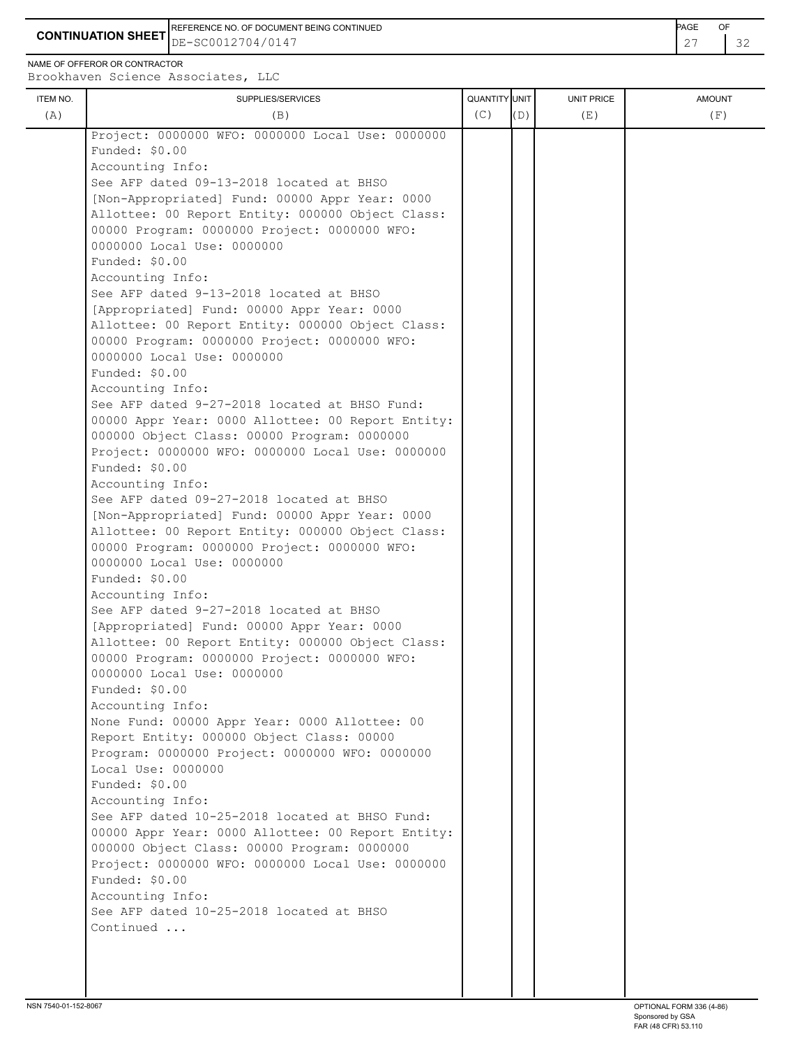**CONTINUATION SHEET** | REFERENCE NO. OF DOCUMENT BEING CONTINUED: DE-SC0012704/0147

NAME OF OFFEROR OR CONTRACTOR
Brookhaven Science Associates, LLC

| ITEM NO. (A) | SUPPLIES/SERVICES (B) | QUANTITY (C) | UNIT (D) | UNIT PRICE (E) | AMOUNT (F) |
|---|---|---|---|---|---|
| | Project: 0000000 WFO: 0000000 Local Use: 0000000<br>Funded: $0.00<br>Accounting Info:<br>See AFP dated 09-13-2018 located at BHSO [Non-Appropriated] Fund: 00000 Appr Year: 0000 Allottee: 00 Report Entity: 000000 Object Class: 00000 Program: 0000000 Project: 0000000 WFO: 0000000 Local Use: 0000000<br>Funded: $0.00<br>Accounting Info:<br>See AFP dated 9-13-2018 located at BHSO [Appropriated] Fund: 00000 Appr Year: 0000 Allottee: 00 Report Entity: 000000 Object Class: 00000 Program: 0000000 Project: 0000000 WFO: 0000000 Local Use: 0000000<br>Funded: $0.00<br>Accounting Info:<br>See AFP dated 9-27-2018 located at BHSO Fund: 00000 Appr Year: 0000 Allottee: 00 Report Entity: 000000 Object Class: 00000 Program: 0000000 Project: 0000000 WFO: 0000000 Local Use: 0000000<br>Funded: $0.00<br>Accounting Info:<br>See AFP dated 09-27-2018 located at BHSO [Non-Appropriated] Fund: 00000 Appr Year: 0000 Allottee: 00 Report Entity: 000000 Object Class: 00000 Program: 0000000 Project: 0000000 WFO: 0000000 Local Use: 0000000<br>Funded: $0.00<br>Accounting Info:<br>See AFP dated 9-27-2018 located at BHSO [Appropriated] Fund: 00000 Appr Year: 0000 Allottee: 00 Report Entity: 000000 Object Class: 00000 Program: 0000000 Project: 0000000 WFO: 0000000 Local Use: 0000000<br>Funded: $0.00<br>Accounting Info:<br>None Fund: 00000 Appr Year: 0000 Allottee: 00 Report Entity: 000000 Object Class: 00000 Program: 0000000 Project: 0000000 WFO: 0000000 Local Use: 0000000<br>Funded: $0.00<br>Accounting Info:<br>See AFP dated 10-25-2018 located at BHSO Fund: 00000 Appr Year: 0000 Allottee: 00 Report Entity: 000000 Object Class: 00000 Program: 0000000 Project: 0000000 WFO: 0000000 Local Use: 0000000<br>Funded: $0.00<br>Accounting Info:<br>See AFP dated 10-25-2018 located at BHSO<br>Continued ... | | | | |

NSN 7540-01-152-8067 | OPTIONAL FORM 336 (4-86) Sponsored by GSA FAR (48 CFR) 53.110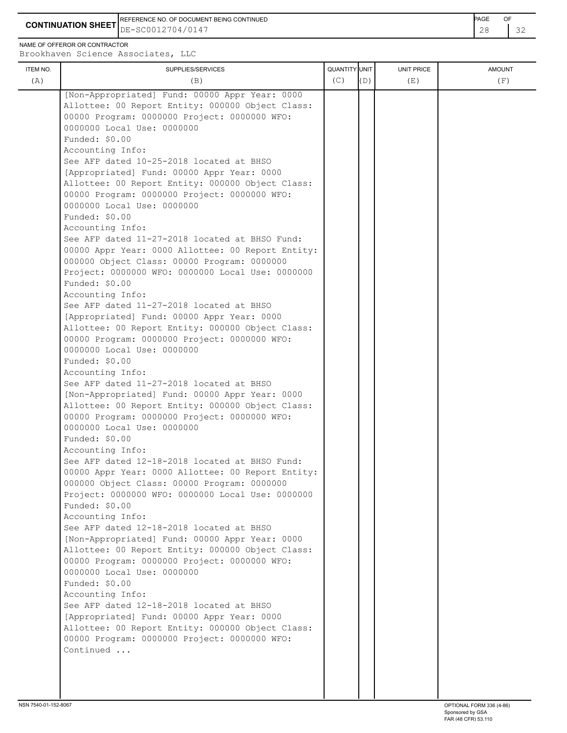**CONTINUATION SHEET**

REFERENCE NO. OF DOCUMENT BEING CONTINUED: DE-SC0012704/0147

NAME OF OFFEROR OR CONTRACTOR: Brookhaven Science Associates, LLC

| ITEM NO. (A) | SUPPLIES/SERVICES (B) | QUANTITY (C) | UNIT (D) | UNIT PRICE (E) | AMOUNT (F) |
|---|---|---|---|---|---|
| | [Non-Appropriated] Fund: 00000 Appr Year: 0000 Allottee: 00 Report Entity: 000000 Object Class: 00000 Program: 0000000 Project: 0000000 WFO: 0000000 Local Use: 0000000<br>Funded: $0.00<br>Accounting Info:<br>See AFP dated 10-25-2018 located at BHSO [Appropriated] Fund: 00000 Appr Year: 0000 Allottee: 00 Report Entity: 000000 Object Class: 00000 Program: 0000000 Project: 0000000 WFO: 0000000 Local Use: 0000000<br>Funded: $0.00<br>Accounting Info:<br>See AFP dated 11-27-2018 located at BHSO Fund: 00000 Appr Year: 0000 Allottee: 00 Report Entity: 000000 Object Class: 00000 Program: 0000000 Project: 0000000 WFO: 0000000 Local Use: 0000000<br>Funded: $0.00<br>Accounting Info:<br>See AFP dated 11-27-2018 located at BHSO [Appropriated] Fund: 00000 Appr Year: 0000 Allottee: 00 Report Entity: 000000 Object Class: 00000 Program: 0000000 Project: 0000000 WFO: 0000000 Local Use: 0000000<br>Funded: $0.00<br>Accounting Info:<br>See AFP dated 11-27-2018 located at BHSO [Non-Appropriated] Fund: 00000 Appr Year: 0000 Allottee: 00 Report Entity: 000000 Object Class: 00000 Program: 0000000 Project: 0000000 WFO: 0000000 Local Use: 0000000<br>Funded: $0.00<br>Accounting Info:<br>See AFP dated 12-18-2018 located at BHSO Fund: 00000 Appr Year: 0000 Allottee: 00 Report Entity: 000000 Object Class: 00000 Program: 0000000 Project: 0000000 WFO: 0000000 Local Use: 0000000<br>Funded: $0.00<br>Accounting Info:<br>See AFP dated 12-18-2018 located at BHSO [Non-Appropriated] Fund: 00000 Appr Year: 0000 Allottee: 00 Report Entity: 000000 Object Class: 00000 Program: 0000000 Project: 0000000 WFO: 0000000 Local Use: 0000000<br>Funded: $0.00<br>Accounting Info:<br>See AFP dated 12-18-2018 located at BHSO [Appropriated] Fund: 00000 Appr Year: 0000 Allottee: 00 Report Entity: 000000 Object Class: 00000 Program: 0000000 Project: 0000000 WFO:<br>Continued ... | | | | |

NSN 7540-01-152-8067

OPTIONAL FORM 336 (4-86)
Sponsored by GSA
FAR (48 CFR) 53.110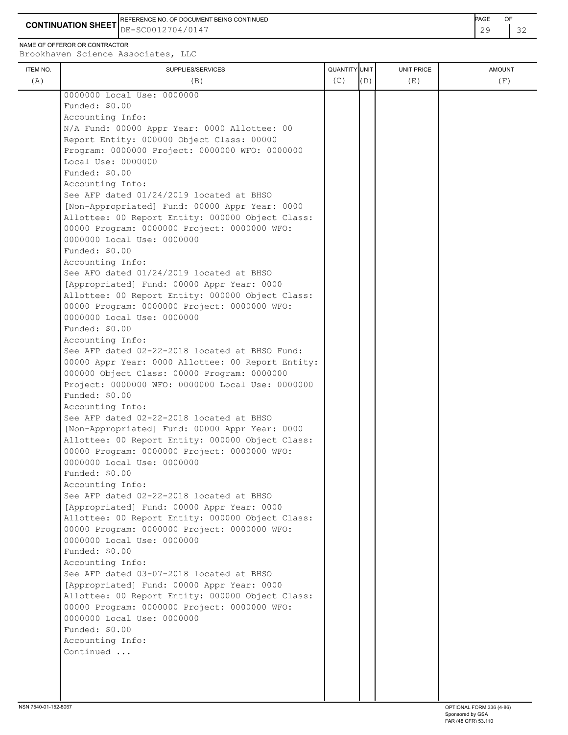**CONTINUATION SHEET**

REFERENCE NO. OF DOCUMENT BEING CONTINUED: DE-SC0012704/0147

NAME OF OFFEROR OR CONTRACTOR: Brookhaven Science Associates, LLC

| ITEM NO. (A) | SUPPLIES/SERVICES (B) | QUANTITY (C) | UNIT (D) | UNIT PRICE (E) | AMOUNT (F) |
|---|---|---|---|---|---|
| | 0000000 Local Use: 0000000<br>Funded: $0.00<br>Accounting Info:<br>N/A Fund: 00000 Appr Year: 0000 Allottee: 00 Report Entity: 000000 Object Class: 00000 Program: 0000000 Project: 0000000 WFO: 0000000 Local Use: 0000000<br>Funded: $0.00<br>Accounting Info:<br>See AFP dated 01/24/2019 located at BHSO [Non-Appropriated] Fund: 00000 Appr Year: 0000 Allottee: 00 Report Entity: 000000 Object Class: 00000 Program: 0000000 Project: 0000000 WFO: 0000000 Local Use: 0000000<br>Funded: $0.00<br>Accounting Info:<br>See AFO dated 01/24/2019 located at BHSO [Appropriated] Fund: 00000 Appr Year: 0000 Allottee: 00 Report Entity: 000000 Object Class: 00000 Program: 0000000 Project: 0000000 WFO: 0000000 Local Use: 0000000<br>Funded: $0.00<br>Accounting Info:<br>See AFP dated 02-22-2018 located at BHSO Fund: 00000 Appr Year: 0000 Allottee: 00 Report Entity: 000000 Object Class: 00000 Program: 0000000 Project: 0000000 WFO: 0000000 Local Use: 0000000<br>Funded: $0.00<br>Accounting Info:<br>See AFP dated 02-22-2018 located at BHSO [Non-Appropriated] Fund: 00000 Appr Year: 0000 Allottee: 00 Report Entity: 000000 Object Class: 00000 Program: 0000000 Project: 0000000 WFO: 0000000 Local Use: 0000000<br>Funded: $0.00<br>Accounting Info:<br>See AFP dated 02-22-2018 located at BHSO [Appropriated] Fund: 00000 Appr Year: 0000 Allottee: 00 Report Entity: 000000 Object Class: 00000 Program: 0000000 Project: 0000000 WFO: 0000000 Local Use: 0000000<br>Funded: $0.00<br>Accounting Info:<br>See AFP dated 03-07-2018 located at BHSO [Appropriated] Fund: 00000 Appr Year: 0000 Allottee: 00 Report Entity: 000000 Object Class: 00000 Program: 0000000 Project: 0000000 WFO: 0000000 Local Use: 0000000<br>Funded: $0.00<br>Accounting Info:<br>Continued ... | | | | |

NSN 7540-01-152-8067

OPTIONAL FORM 336 (4-86)
Sponsored by GSA
FAR (48 CFR) 53.110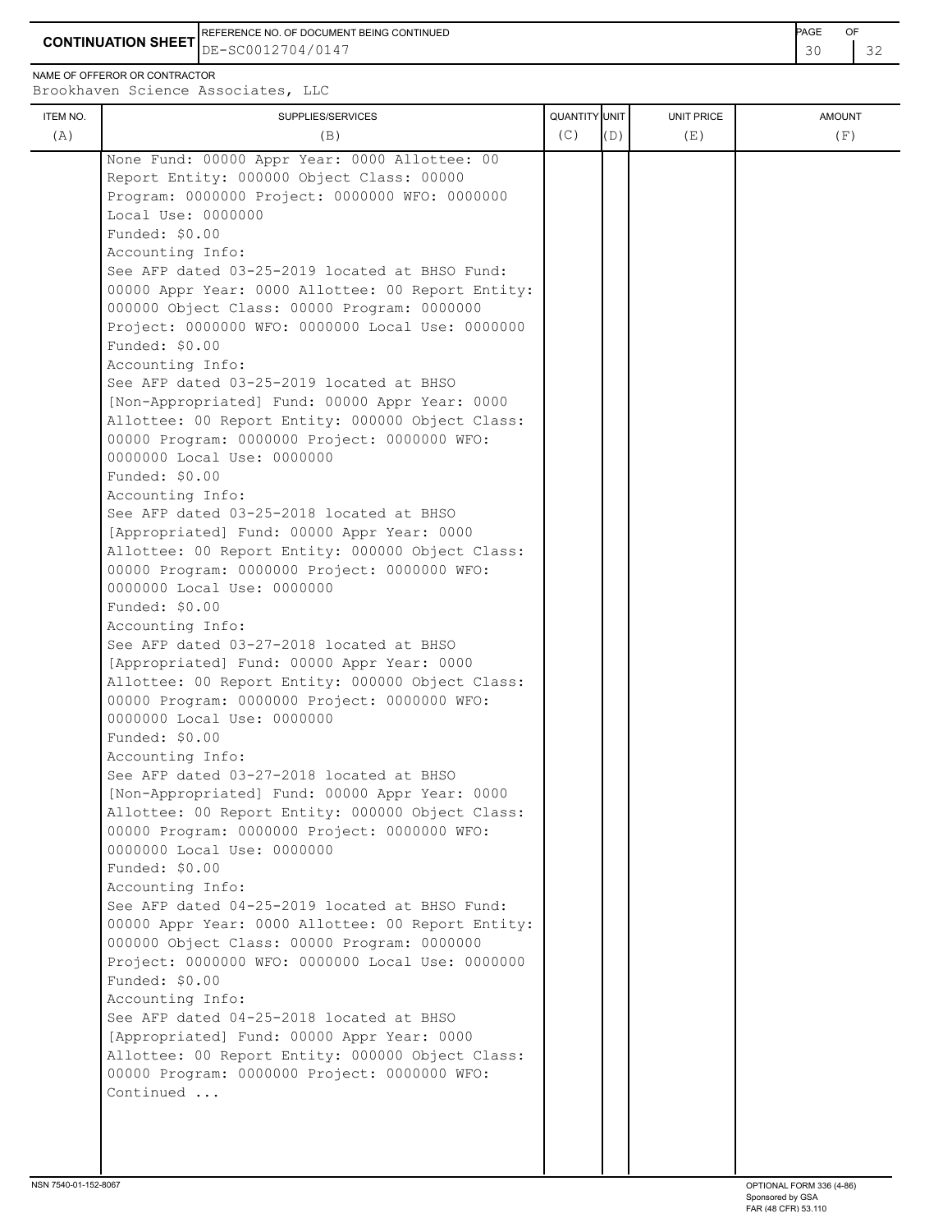**CONTINUATION SHEET**

REFERENCE NO. OF DOCUMENT BEING CONTINUED: DE-SC0012704/0147

NAME OF OFFEROR OR CONTRACTOR: Brookhaven Science Associates, LLC

| ITEM NO. (A) | SUPPLIES/SERVICES (B) | QUANTITY (C) | UNIT (D) | UNIT PRICE (E) | AMOUNT (F) |
|---|---|---|---|---|---|
| | None Fund: 00000 Appr Year: 0000 Allottee: 00 Report Entity: 000000 Object Class: 00000 Program: 0000000 Project: 0000000 WFO: 0000000 Local Use: 0000000<br>Funded: $0.00<br>Accounting Info:<br>See AFP dated 03-25-2019 located at BHSO Fund: 00000 Appr Year: 0000 Allottee: 00 Report Entity: 000000 Object Class: 00000 Program: 0000000 Project: 0000000 WFO: 0000000 Local Use: 0000000<br>Funded: $0.00<br>Accounting Info:<br>See AFP dated 03-25-2019 located at BHSO [Non-Appropriated] Fund: 00000 Appr Year: 0000 Allottee: 00 Report Entity: 000000 Object Class: 00000 Program: 0000000 Project: 0000000 WFO: 0000000 Local Use: 0000000<br>Funded: $0.00<br>Accounting Info:<br>See AFP dated 03-25-2018 located at BHSO [Appropriated] Fund: 00000 Appr Year: 0000 Allottee: 00 Report Entity: 000000 Object Class: 00000 Program: 0000000 Project: 0000000 WFO: 0000000 Local Use: 0000000<br>Funded: $0.00<br>Accounting Info:<br>See AFP dated 03-27-2018 located at BHSO [Appropriated] Fund: 00000 Appr Year: 0000 Allottee: 00 Report Entity: 000000 Object Class: 00000 Program: 0000000 Project: 0000000 WFO: 0000000 Local Use: 0000000<br>Funded: $0.00<br>Accounting Info:<br>See AFP dated 03-27-2018 located at BHSO [Non-Appropriated] Fund: 00000 Appr Year: 0000 Allottee: 00 Report Entity: 000000 Object Class: 00000 Program: 0000000 Project: 0000000 WFO: 0000000 Local Use: 0000000<br>Funded: $0.00<br>Accounting Info:<br>See AFP dated 04-25-2019 located at BHSO Fund: 00000 Appr Year: 0000 Allottee: 00 Report Entity: 000000 Object Class: 00000 Program: 0000000 Project: 0000000 WFO: 0000000 Local Use: 0000000<br>Funded: $0.00<br>Accounting Info:<br>See AFP dated 04-25-2018 located at BHSO [Appropriated] Fund: 00000 Appr Year: 0000 Allottee: 00 Report Entity: 000000 Object Class: 00000 Program: 0000000 Project: 0000000 WFO:<br>Continued ... | | | | |

NSN 7540-01-152-8067

OPTIONAL FORM 336 (4-86)
Sponsored by GSA
FAR (48 CFR) 53.110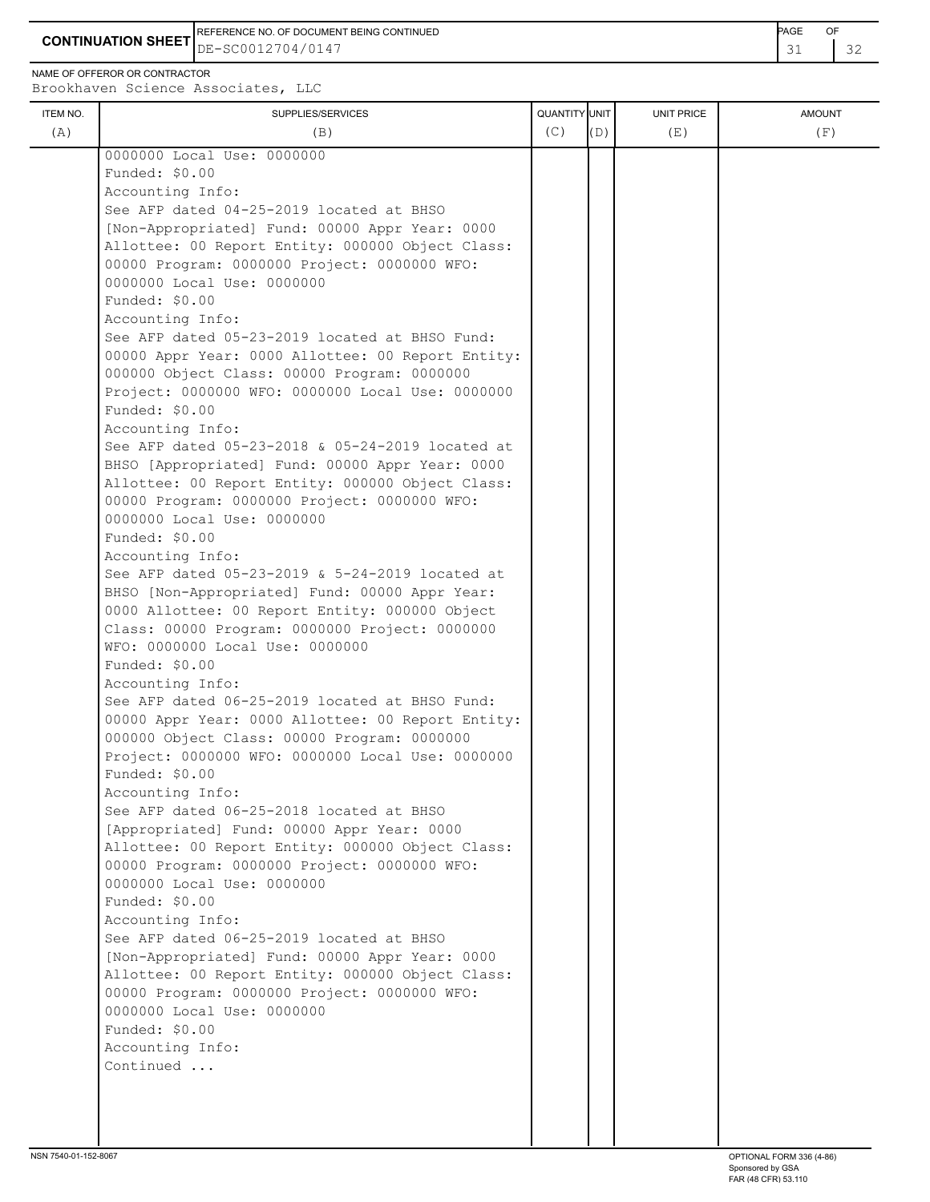**CONTINUATION SHEET**

REFERENCE NO. OF DOCUMENT BEING CONTINUED: DE-SC0012704/0147

NAME OF OFFEROR OR CONTRACTOR: Brookhaven Science Associates, LLC

| ITEM NO. (A) | SUPPLIES/SERVICES (B) | QUANTITY (C) | UNIT (D) | UNIT PRICE (E) | AMOUNT (F) |
|---|---|---|---|---|---|
| | 0000000 Local Use: 0000000<br>Funded: $0.00<br>Accounting Info:<br>See AFP dated 04-25-2019 located at BHSO [Non-Appropriated] Fund: 00000 Appr Year: 0000 Allottee: 00 Report Entity: 000000 Object Class: 00000 Program: 0000000 Project: 0000000 WFO: 0000000 Local Use: 0000000<br>Funded: $0.00<br>Accounting Info:<br>See AFP dated 05-23-2019 located at BHSO Fund: 00000 Appr Year: 0000 Allottee: 00 Report Entity: 000000 Object Class: 00000 Program: 0000000 Project: 0000000 WFO: 0000000 Local Use: 0000000<br>Funded: $0.00<br>Accounting Info:<br>See AFP dated 05-23-2018 & 05-24-2019 located at BHSO [Appropriated] Fund: 00000 Appr Year: 0000 Allottee: 00 Report Entity: 000000 Object Class: 00000 Program: 0000000 Project: 0000000 WFO: 0000000 Local Use: 0000000<br>Funded: $0.00<br>Accounting Info:<br>See AFP dated 05-23-2019 & 5-24-2019 located at BHSO [Non-Appropriated] Fund: 00000 Appr Year: 0000 Allottee: 00 Report Entity: 000000 Object Class: 00000 Program: 0000000 Project: 0000000 WFO: 0000000 Local Use: 0000000<br>Funded: $0.00<br>Accounting Info:<br>See AFP dated 06-25-2019 located at BHSO Fund: 00000 Appr Year: 0000 Allottee: 00 Report Entity: 000000 Object Class: 00000 Program: 0000000 Project: 0000000 WFO: 0000000 Local Use: 0000000<br>Funded: $0.00<br>Accounting Info:<br>See AFP dated 06-25-2018 located at BHSO [Appropriated] Fund: 00000 Appr Year: 0000 Allottee: 00 Report Entity: 000000 Object Class: 00000 Program: 0000000 Project: 0000000 WFO: 0000000 Local Use: 0000000<br>Funded: $0.00<br>Accounting Info:<br>See AFP dated 06-25-2019 located at BHSO [Non-Appropriated] Fund: 00000 Appr Year: 0000 Allottee: 00 Report Entity: 000000 Object Class: 00000 Program: 0000000 Project: 0000000 WFO: 0000000 Local Use: 0000000<br>Funded: $0.00<br>Accounting Info:<br>Continued ... | | | | |

NSN 7540-01-152-8067

OPTIONAL FORM 336 (4-86)
Sponsored by GSA
FAR (48 CFR) 53.110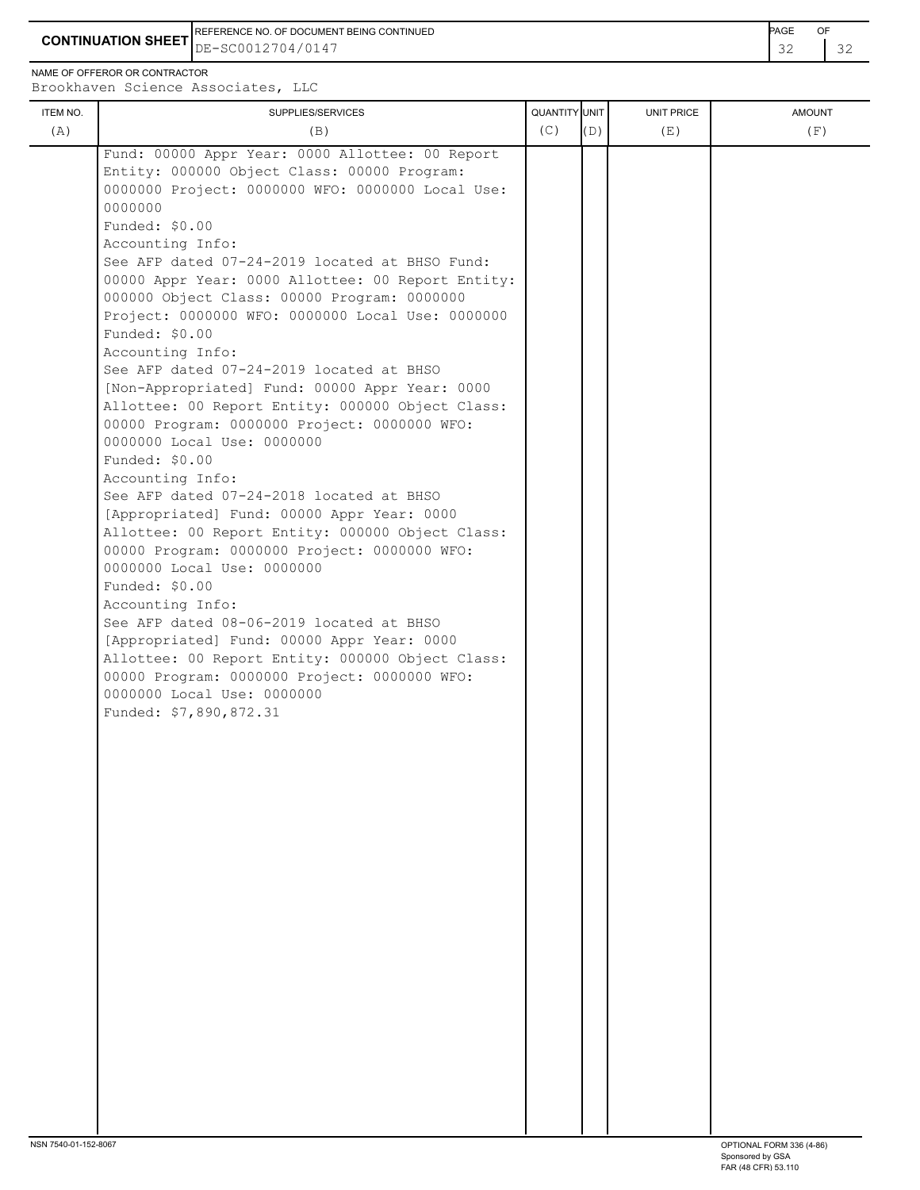**CONTINUATION SHEET**

REFERENCE NO. OF DOCUMENT BEING CONTINUED: DE-SC0012704/0147

NAME OF OFFEROR OR CONTRACTOR: Brookhaven Science Associates, LLC

| ITEM NO. (A) | SUPPLIES/SERVICES (B) | QUANTITY (C) | UNIT (D) | UNIT PRICE (E) | AMOUNT (F) |
|---|---|---|---|---|---|
| | Fund: 00000 Appr Year: 0000 Allottee: 00 Report Entity: 000000 Object Class: 00000 Program: 0000000 Project: 0000000 WFO: 0000000 Local Use: 0000000<br>Funded: $0.00<br>Accounting Info:<br>See AFP dated 07-24-2019 located at BHSO Fund: 00000 Appr Year: 0000 Allottee: 00 Report Entity: 000000 Object Class: 00000 Program: 0000000 Project: 0000000 WFO: 0000000 Local Use: 0000000<br>Funded: $0.00<br>Accounting Info:<br>See AFP dated 07-24-2019 located at BHSO [Non-Appropriated] Fund: 00000 Appr Year: 0000 Allottee: 00 Report Entity: 000000 Object Class: 00000 Program: 0000000 Project: 0000000 WFO: 0000000 Local Use: 0000000<br>Funded: $0.00<br>Accounting Info:<br>See AFP dated 07-24-2018 located at BHSO [Appropriated] Fund: 00000 Appr Year: 0000 Allottee: 00 Report Entity: 000000 Object Class: 00000 Program: 0000000 Project: 0000000 WFO: 0000000 Local Use: 0000000<br>Funded: $0.00<br>Accounting Info:<br>See AFP dated 08-06-2019 located at BHSO [Appropriated] Fund: 00000 Appr Year: 0000 Allottee: 00 Report Entity: 000000 Object Class: 00000 Program: 0000000 Project: 0000000 WFO: 0000000 Local Use: 0000000<br>Funded: $7,890,872.31 | | | | |

NSN 7540-01-152-8067

OPTIONAL FORM 336 (4-86)
Sponsored by GSA
FAR (48 CFR) 53.110